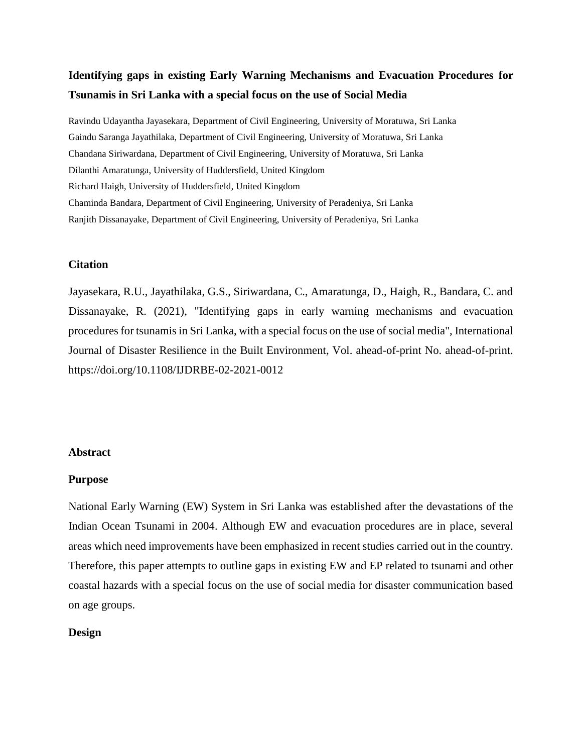# Identifying gaps in existing Early Warning Mechanisms and Evacuation Procedures for Tsunamis in Sri Lanka with a special focus on the use of Social Media

Ravindu Udayantha Jayasekara, Department of Civil Engineering, University of Moratuwa, Sri Lanka
Gaindu Saranga Jayathilaka, Department of Civil Engineering, University of Moratuwa, Sri Lanka
Chandana Siriwardana, Department of Civil Engineering, University of Moratuwa, Sri Lanka
Dilanthi Amaratunga, University of Huddersfield, United Kingdom
Richard Haigh, University of Huddersfield, United Kingdom
Chaminda Bandara, Department of Civil Engineering, University of Peradeniya, Sri Lanka
Ranjith Dissanayake, Department of Civil Engineering, University of Peradeniya, Sri Lanka

## Citation

Jayasekara, R.U., Jayathilaka, G.S., Siriwardana, C., Amaratunga, D., Haigh, R., Bandara, C. and Dissanayake, R. (2021), "Identifying gaps in early warning mechanisms and evacuation procedures for tsunamis in Sri Lanka, with a special focus on the use of social media", International Journal of Disaster Resilience in the Built Environment, Vol. ahead-of-print No. ahead-of-print. https://doi.org/10.1108/IJDRBE-02-2021-0012

## Abstract

### Purpose

National Early Warning (EW) System in Sri Lanka was established after the devastations of the Indian Ocean Tsunami in 2004. Although EW and evacuation procedures are in place, several areas which need improvements have been emphasized in recent studies carried out in the country. Therefore, this paper attempts to outline gaps in existing EW and EP related to tsunami and other coastal hazards with a special focus on the use of social media for disaster communication based on age groups.

### Design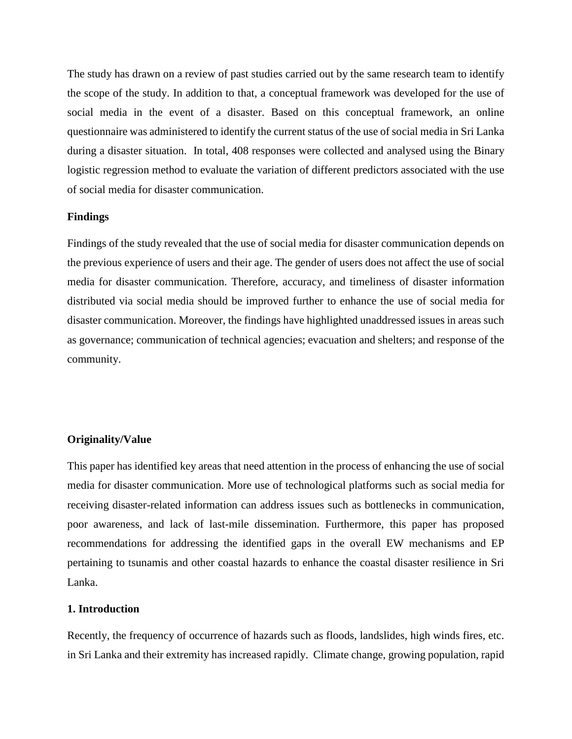The study has drawn on a review of past studies carried out by the same research team to identify the scope of the study. In addition to that, a conceptual framework was developed for the use of social media in the event of a disaster. Based on this conceptual framework, an online questionnaire was administered to identify the current status of the use of social media in Sri Lanka during a disaster situation. In total, 408 responses were collected and analysed using the Binary logistic regression method to evaluate the variation of different predictors associated with the use of social media for disaster communication.

**Findings**

Findings of the study revealed that the use of social media for disaster communication depends on the previous experience of users and their age. The gender of users does not affect the use of social media for disaster communication. Therefore, accuracy, and timeliness of disaster information distributed via social media should be improved further to enhance the use of social media for disaster communication. Moreover, the findings have highlighted unaddressed issues in areas such as governance; communication of technical agencies; evacuation and shelters; and response of the community.

**Originality/Value**

This paper has identified key areas that need attention in the process of enhancing the use of social media for disaster communication. More use of technological platforms such as social media for receiving disaster-related information can address issues such as bottlenecks in communication, poor awareness, and lack of last-mile dissemination. Furthermore, this paper has proposed recommendations for addressing the identified gaps in the overall EW mechanisms and EP pertaining to tsunamis and other coastal hazards to enhance the coastal disaster resilience in Sri Lanka.

## 1. Introduction

Recently, the frequency of occurrence of hazards such as floods, landslides, high winds fires, etc. in Sri Lanka and their extremity has increased rapidly. Climate change, growing population, rapid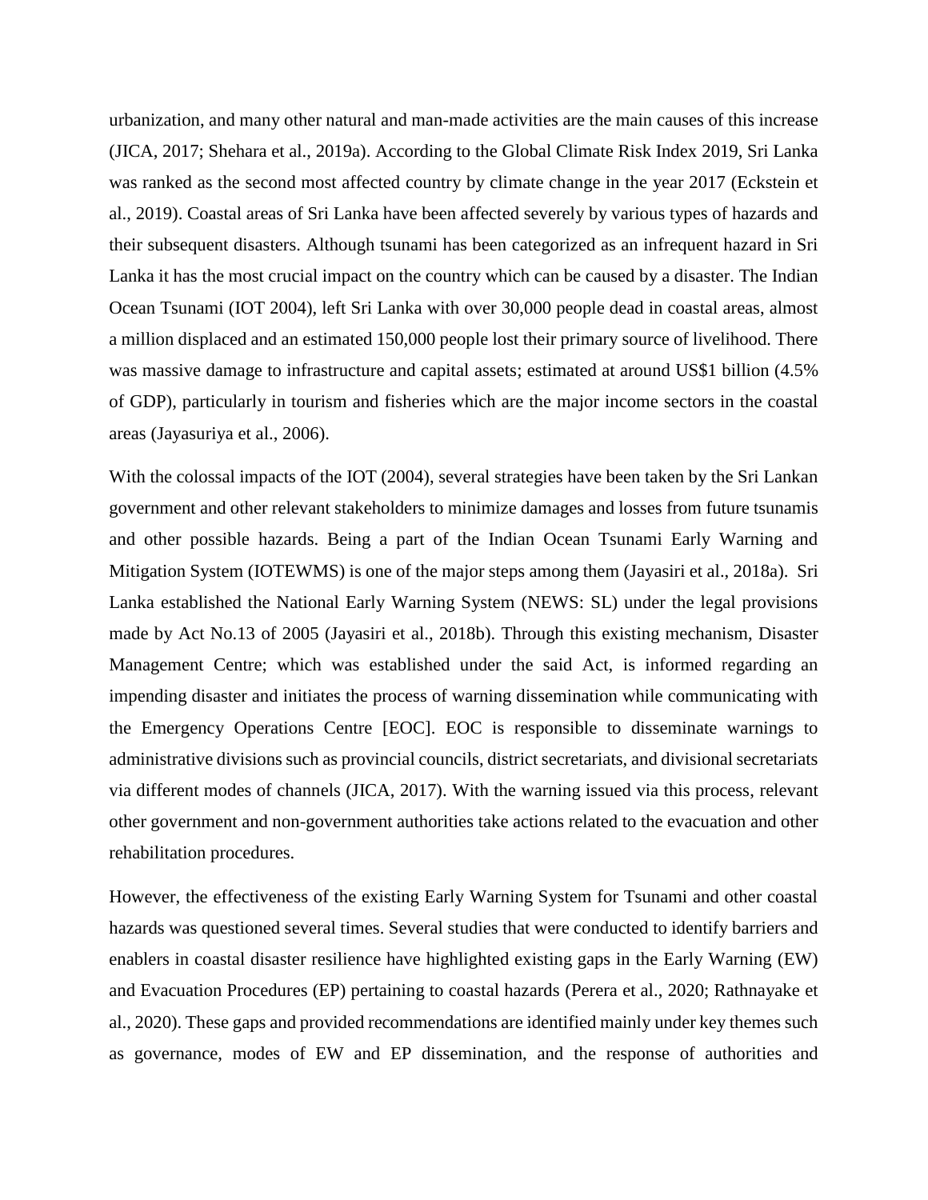urbanization, and many other natural and man-made activities are the main causes of this increase (JICA, 2017; Shehara et al., 2019a). According to the Global Climate Risk Index 2019, Sri Lanka was ranked as the second most affected country by climate change in the year 2017 (Eckstein et al., 2019). Coastal areas of Sri Lanka have been affected severely by various types of hazards and their subsequent disasters. Although tsunami has been categorized as an infrequent hazard in Sri Lanka it has the most crucial impact on the country which can be caused by a disaster. The Indian Ocean Tsunami (IOT 2004), left Sri Lanka with over 30,000 people dead in coastal areas, almost a million displaced and an estimated 150,000 people lost their primary source of livelihood. There was massive damage to infrastructure and capital assets; estimated at around US$1 billion (4.5% of GDP), particularly in tourism and fisheries which are the major income sectors in the coastal areas (Jayasuriya et al., 2006).

With the colossal impacts of the IOT (2004), several strategies have been taken by the Sri Lankan government and other relevant stakeholders to minimize damages and losses from future tsunamis and other possible hazards. Being a part of the Indian Ocean Tsunami Early Warning and Mitigation System (IOTEWMS) is one of the major steps among them (Jayasiri et al., 2018a). Sri Lanka established the National Early Warning System (NEWS: SL) under the legal provisions made by Act No.13 of 2005 (Jayasiri et al., 2018b). Through this existing mechanism, Disaster Management Centre; which was established under the said Act, is informed regarding an impending disaster and initiates the process of warning dissemination while communicating with the Emergency Operations Centre [EOC]. EOC is responsible to disseminate warnings to administrative divisions such as provincial councils, district secretariats, and divisional secretariats via different modes of channels (JICA, 2017). With the warning issued via this process, relevant other government and non-government authorities take actions related to the evacuation and other rehabilitation procedures.

However, the effectiveness of the existing Early Warning System for Tsunami and other coastal hazards was questioned several times. Several studies that were conducted to identify barriers and enablers in coastal disaster resilience have highlighted existing gaps in the Early Warning (EW) and Evacuation Procedures (EP) pertaining to coastal hazards (Perera et al., 2020; Rathnayake et al., 2020). These gaps and provided recommendations are identified mainly under key themes such as governance, modes of EW and EP dissemination, and the response of authorities and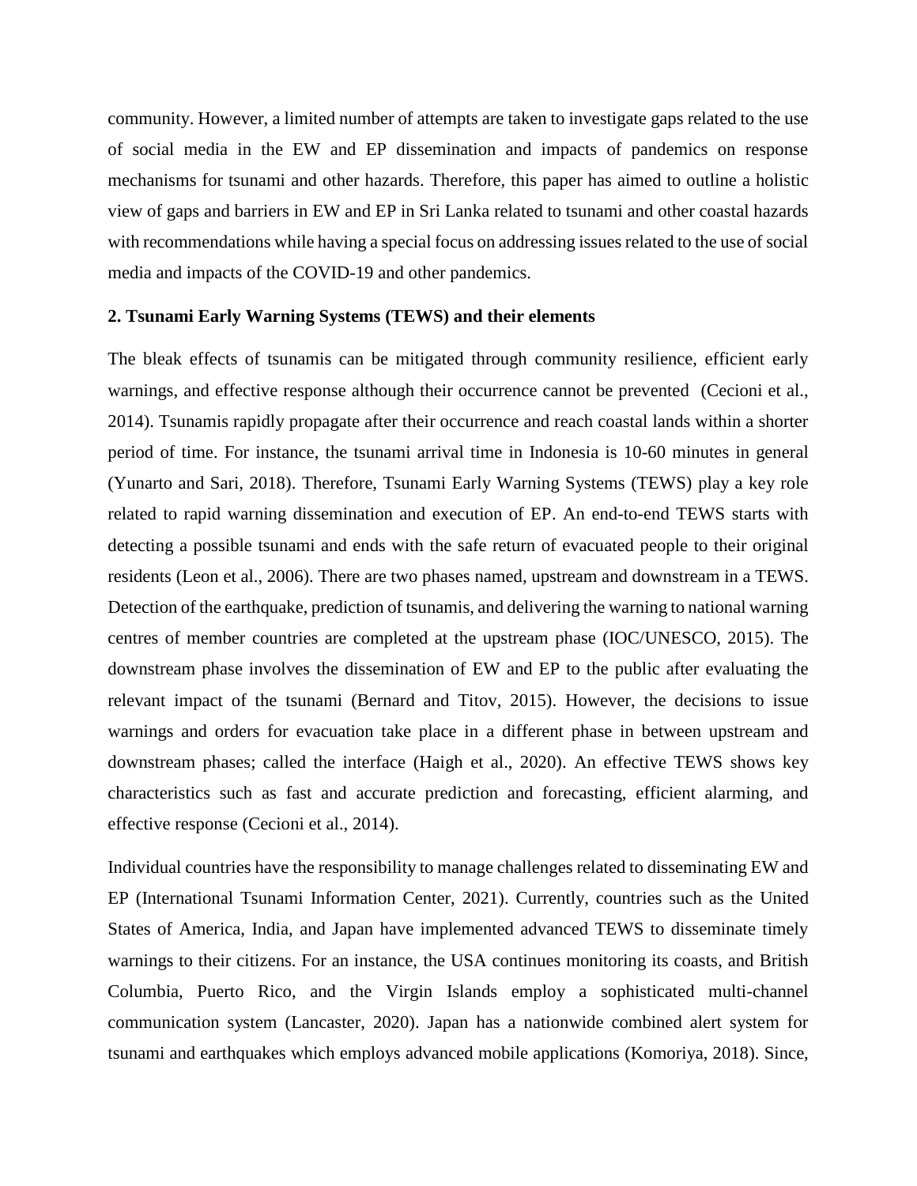community. However, a limited number of attempts are taken to investigate gaps related to the use of social media in the EW and EP dissemination and impacts of pandemics on response mechanisms for tsunami and other hazards. Therefore, this paper has aimed to outline a holistic view of gaps and barriers in EW and EP in Sri Lanka related to tsunami and other coastal hazards with recommendations while having a special focus on addressing issues related to the use of social media and impacts of the COVID-19 and other pandemics.

## 2. Tsunami Early Warning Systems (TEWS) and their elements

The bleak effects of tsunamis can be mitigated through community resilience, efficient early warnings, and effective response although their occurrence cannot be prevented (Cecioni et al., 2014). Tsunamis rapidly propagate after their occurrence and reach coastal lands within a shorter period of time. For instance, the tsunami arrival time in Indonesia is 10-60 minutes in general (Yunarto and Sari, 2018). Therefore, Tsunami Early Warning Systems (TEWS) play a key role related to rapid warning dissemination and execution of EP. An end-to-end TEWS starts with detecting a possible tsunami and ends with the safe return of evacuated people to their original residents (Leon et al., 2006). There are two phases named, upstream and downstream in a TEWS. Detection of the earthquake, prediction of tsunamis, and delivering the warning to national warning centres of member countries are completed at the upstream phase (IOC/UNESCO, 2015). The downstream phase involves the dissemination of EW and EP to the public after evaluating the relevant impact of the tsunami (Bernard and Titov, 2015). However, the decisions to issue warnings and orders for evacuation take place in a different phase in between upstream and downstream phases; called the interface (Haigh et al., 2020). An effective TEWS shows key characteristics such as fast and accurate prediction and forecasting, efficient alarming, and effective response (Cecioni et al., 2014).

Individual countries have the responsibility to manage challenges related to disseminating EW and EP (International Tsunami Information Center, 2021). Currently, countries such as the United States of America, India, and Japan have implemented advanced TEWS to disseminate timely warnings to their citizens. For an instance, the USA continues monitoring its coasts, and British Columbia, Puerto Rico, and the Virgin Islands employ a sophisticated multi-channel communication system (Lancaster, 2020). Japan has a nationwide combined alert system for tsunami and earthquakes which employs advanced mobile applications (Komoriya, 2018). Since,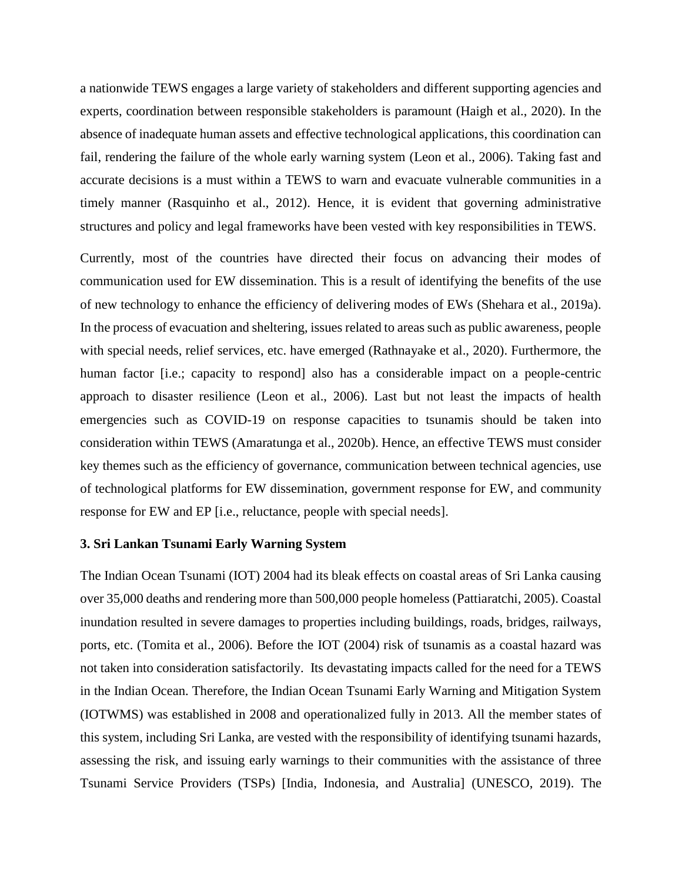a nationwide TEWS engages a large variety of stakeholders and different supporting agencies and experts, coordination between responsible stakeholders is paramount (Haigh et al., 2020). In the absence of inadequate human assets and effective technological applications, this coordination can fail, rendering the failure of the whole early warning system (Leon et al., 2006). Taking fast and accurate decisions is a must within a TEWS to warn and evacuate vulnerable communities in a timely manner (Rasquinho et al., 2012). Hence, it is evident that governing administrative structures and policy and legal frameworks have been vested with key responsibilities in TEWS.

Currently, most of the countries have directed their focus on advancing their modes of communication used for EW dissemination. This is a result of identifying the benefits of the use of new technology to enhance the efficiency of delivering modes of EWs (Shehara et al., 2019a). In the process of evacuation and sheltering, issues related to areas such as public awareness, people with special needs, relief services, etc. have emerged (Rathnayake et al., 2020). Furthermore, the human factor [i.e.; capacity to respond] also has a considerable impact on a people-centric approach to disaster resilience (Leon et al., 2006). Last but not least the impacts of health emergencies such as COVID-19 on response capacities to tsunamis should be taken into consideration within TEWS (Amaratunga et al., 2020b). Hence, an effective TEWS must consider key themes such as the efficiency of governance, communication between technical agencies, use of technological platforms for EW dissemination, government response for EW, and community response for EW and EP [i.e., reluctance, people with special needs].

### 3. Sri Lankan Tsunami Early Warning System

The Indian Ocean Tsunami (IOT) 2004 had its bleak effects on coastal areas of Sri Lanka causing over 35,000 deaths and rendering more than 500,000 people homeless (Pattiaratchi, 2005). Coastal inundation resulted in severe damages to properties including buildings, roads, bridges, railways, ports, etc. (Tomita et al., 2006). Before the IOT (2004) risk of tsunamis as a coastal hazard was not taken into consideration satisfactorily. Its devastating impacts called for the need for a TEWS in the Indian Ocean. Therefore, the Indian Ocean Tsunami Early Warning and Mitigation System (IOTWMS) was established in 2008 and operationalized fully in 2013. All the member states of this system, including Sri Lanka, are vested with the responsibility of identifying tsunami hazards, assessing the risk, and issuing early warnings to their communities with the assistance of three Tsunami Service Providers (TSPs) [India, Indonesia, and Australia] (UNESCO, 2019). The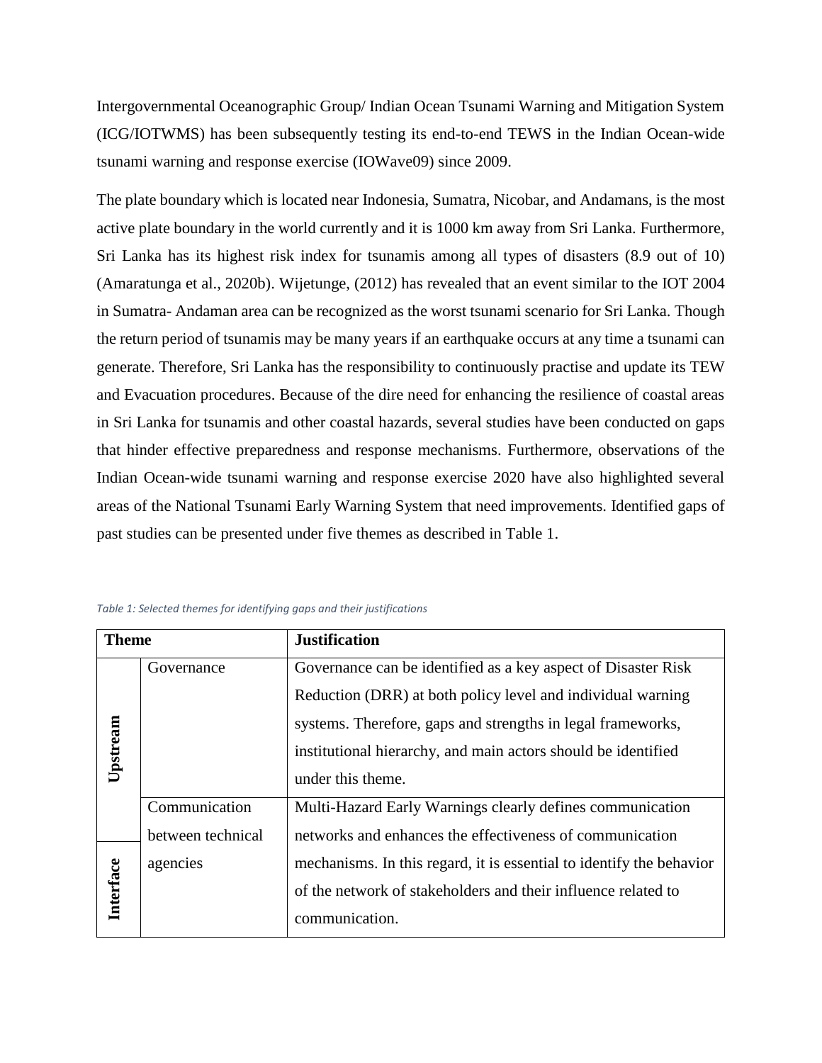Intergovernmental Oceanographic Group/ Indian Ocean Tsunami Warning and Mitigation System (ICG/IOTWMS) has been subsequently testing its end-to-end TEWS in the Indian Ocean-wide tsunami warning and response exercise (IOWave09) since 2009.

The plate boundary which is located near Indonesia, Sumatra, Nicobar, and Andamans, is the most active plate boundary in the world currently and it is 1000 km away from Sri Lanka. Furthermore, Sri Lanka has its highest risk index for tsunamis among all types of disasters (8.9 out of 10) (Amaratunga et al., 2020b). Wijetunge, (2012) has revealed that an event similar to the IOT 2004 in Sumatra- Andaman area can be recognized as the worst tsunami scenario for Sri Lanka. Though the return period of tsunamis may be many years if an earthquake occurs at any time a tsunami can generate. Therefore, Sri Lanka has the responsibility to continuously practise and update its TEW and Evacuation procedures. Because of the dire need for enhancing the resilience of coastal areas in Sri Lanka for tsunamis and other coastal hazards, several studies have been conducted on gaps that hinder effective preparedness and response mechanisms. Furthermore, observations of the Indian Ocean-wide tsunami warning and response exercise 2020 have also highlighted several areas of the National Tsunami Early Warning System that need improvements. Identified gaps of past studies can be presented under five themes as described in Table 1.

*Table 1: Selected themes for identifying gaps and their justifications*

| Theme | | Justification |
|---|---|---|
| Upstream | Governance | Governance can be identified as a key aspect of Disaster Risk Reduction (DRR) at both policy level and individual warning systems. Therefore, gaps and strengths in legal frameworks, institutional hierarchy, and main actors should be identified under this theme. |
| Upstream / Interface | Communication between technical agencies | Multi-Hazard Early Warnings clearly defines communication networks and enhances the effectiveness of communication mechanisms. In this regard, it is essential to identify the behavior of the network of stakeholders and their influence related to communication. |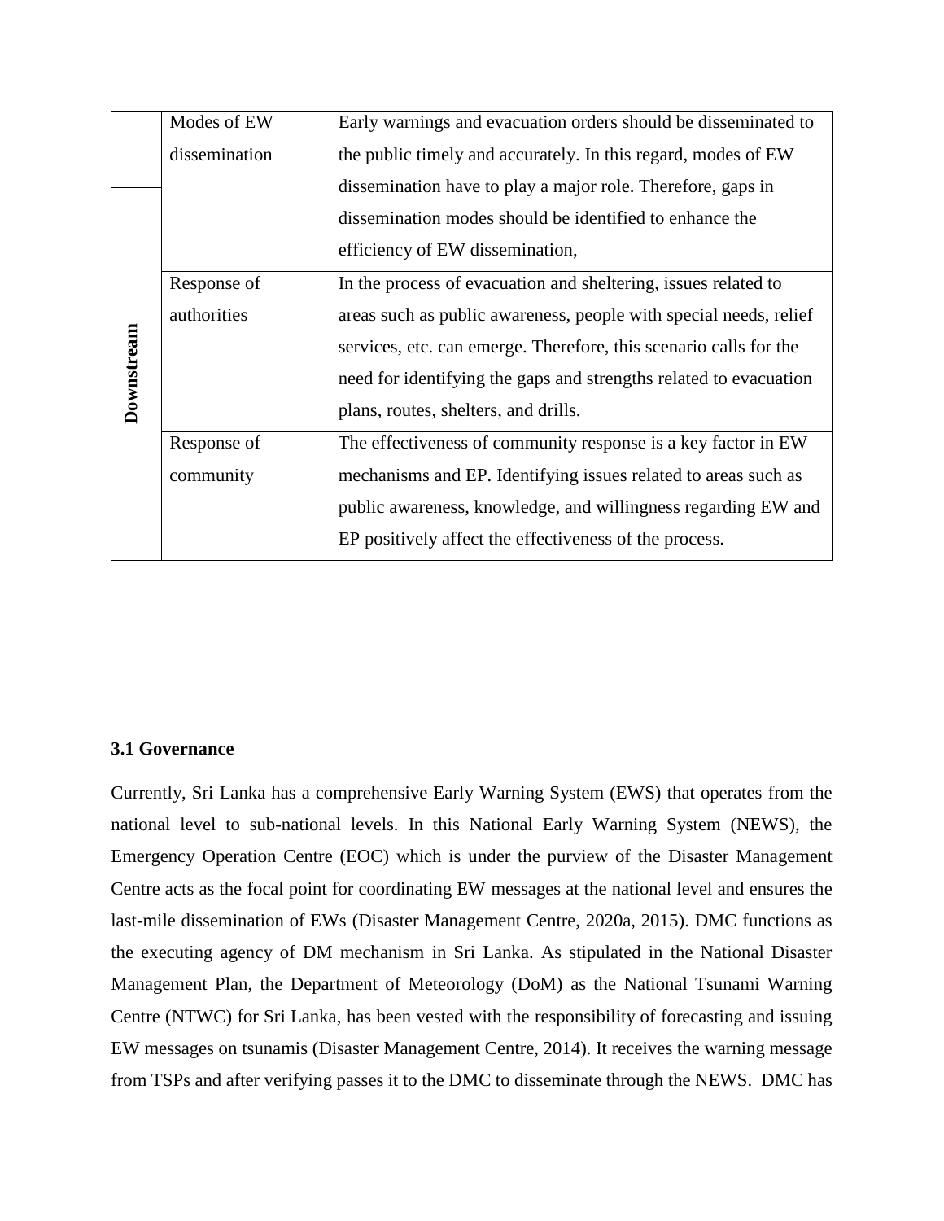|  | Modes of EW dissemination | Early warnings and evacuation orders should be disseminated to the public timely and accurately. In this regard, modes of EW dissemination have to play a major role. Therefore, gaps in dissemination modes should be identified to enhance the efficiency of EW dissemination, |
|---|---|---|
| **Downstream** | Response of authorities | In the process of evacuation and sheltering, issues related to areas such as public awareness, people with special needs, relief services, etc. can emerge. Therefore, this scenario calls for the need for identifying the gaps and strengths related to evacuation plans, routes, shelters, and drills. |
|  | Response of community | The effectiveness of community response is a key factor in EW mechanisms and EP. Identifying issues related to areas such as public awareness, knowledge, and willingness regarding EW and EP positively affect the effectiveness of the process. |

### 3.1 Governance

Currently, Sri Lanka has a comprehensive Early Warning System (EWS) that operates from the national level to sub-national levels. In this National Early Warning System (NEWS), the Emergency Operation Centre (EOC) which is under the purview of the Disaster Management Centre acts as the focal point for coordinating EW messages at the national level and ensures the last-mile dissemination of EWs (Disaster Management Centre, 2020a, 2015). DMC functions as the executing agency of DM mechanism in Sri Lanka. As stipulated in the National Disaster Management Plan, the Department of Meteorology (DoM) as the National Tsunami Warning Centre (NTWC) for Sri Lanka, has been vested with the responsibility of forecasting and issuing EW messages on tsunamis (Disaster Management Centre, 2014). It receives the warning message from TSPs and after verifying passes it to the DMC to disseminate through the NEWS. DMC has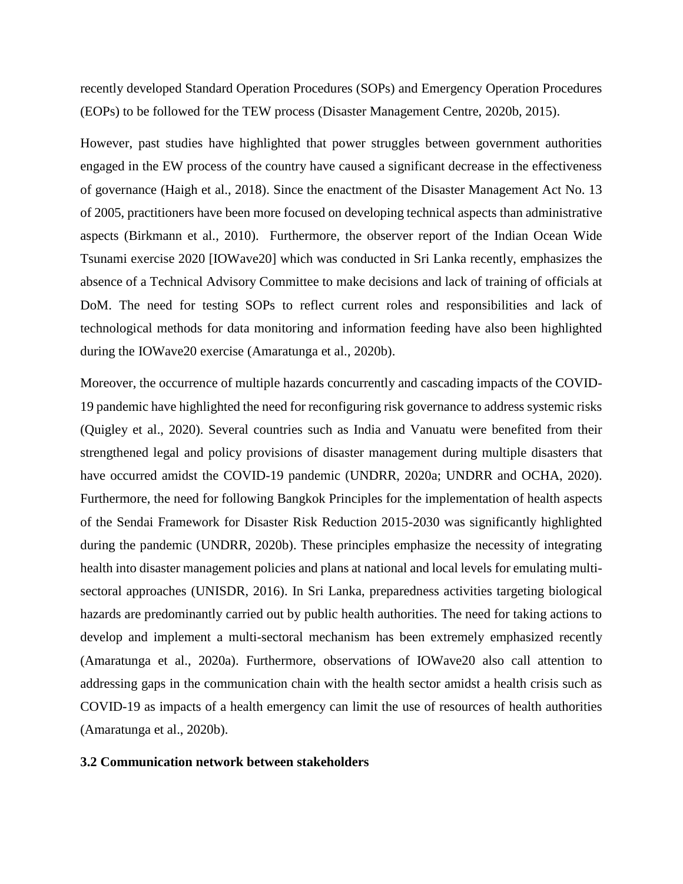recently developed Standard Operation Procedures (SOPs) and Emergency Operation Procedures (EOPs) to be followed for the TEW process (Disaster Management Centre, 2020b, 2015).

However, past studies have highlighted that power struggles between government authorities engaged in the EW process of the country have caused a significant decrease in the effectiveness of governance (Haigh et al., 2018). Since the enactment of the Disaster Management Act No. 13 of 2005, practitioners have been more focused on developing technical aspects than administrative aspects (Birkmann et al., 2010). Furthermore, the observer report of the Indian Ocean Wide Tsunami exercise 2020 [IOWave20] which was conducted in Sri Lanka recently, emphasizes the absence of a Technical Advisory Committee to make decisions and lack of training of officials at DoM. The need for testing SOPs to reflect current roles and responsibilities and lack of technological methods for data monitoring and information feeding have also been highlighted during the IOWave20 exercise (Amaratunga et al., 2020b).

Moreover, the occurrence of multiple hazards concurrently and cascading impacts of the COVID-19 pandemic have highlighted the need for reconfiguring risk governance to address systemic risks (Quigley et al., 2020). Several countries such as India and Vanuatu were benefited from their strengthened legal and policy provisions of disaster management during multiple disasters that have occurred amidst the COVID-19 pandemic (UNDRR, 2020a; UNDRR and OCHA, 2020). Furthermore, the need for following Bangkok Principles for the implementation of health aspects of the Sendai Framework for Disaster Risk Reduction 2015-2030 was significantly highlighted during the pandemic (UNDRR, 2020b). These principles emphasize the necessity of integrating health into disaster management policies and plans at national and local levels for emulating multi-sectoral approaches (UNISDR, 2016). In Sri Lanka, preparedness activities targeting biological hazards are predominantly carried out by public health authorities. The need for taking actions to develop and implement a multi-sectoral mechanism has been extremely emphasized recently (Amaratunga et al., 2020a). Furthermore, observations of IOWave20 also call attention to addressing gaps in the communication chain with the health sector amidst a health crisis such as COVID-19 as impacts of a health emergency can limit the use of resources of health authorities (Amaratunga et al., 2020b).

### 3.2 Communication network between stakeholders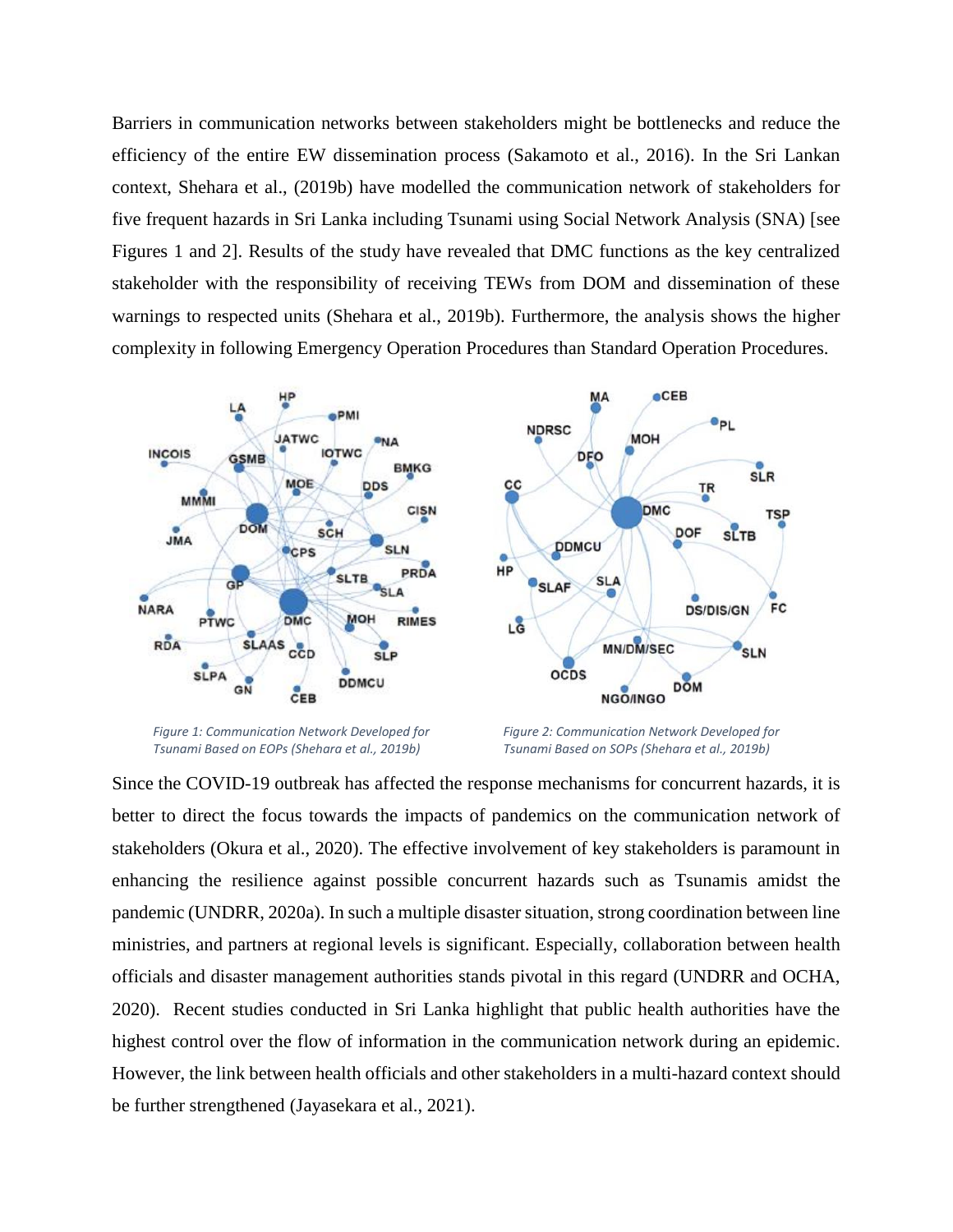Barriers in communication networks between stakeholders might be bottlenecks and reduce the efficiency of the entire EW dissemination process (Sakamoto et al., 2016). In the Sri Lankan context, Shehara et al., (2019b) have modelled the communication network of stakeholders for five frequent hazards in Sri Lanka including Tsunami using Social Network Analysis (SNA) [see Figures 1 and 2]. Results of the study have revealed that DMC functions as the key centralized stakeholder with the responsibility of receiving TEWs from DOM and dissemination of these warnings to respected units (Shehara et al., 2019b). Furthermore, the analysis shows the higher complexity in following Emergency Operation Procedures than Standard Operation Procedures.

*Figure 1: Communication Network Developed for Tsunami Based on EOPs (Shehara et al., 2019b)*

*Figure 2: Communication Network Developed for Tsunami Based on SOPs (Shehara et al., 2019b)*

Since the COVID-19 outbreak has affected the response mechanisms for concurrent hazards, it is better to direct the focus towards the impacts of pandemics on the communication network of stakeholders (Okura et al., 2020). The effective involvement of key stakeholders is paramount in enhancing the resilience against possible concurrent hazards such as Tsunamis amidst the pandemic (UNDRR, 2020a). In such a multiple disaster situation, strong coordination between line ministries, and partners at regional levels is significant. Especially, collaboration between health officials and disaster management authorities stands pivotal in this regard (UNDRR and OCHA, 2020). Recent studies conducted in Sri Lanka highlight that public health authorities have the highest control over the flow of information in the communication network during an epidemic. However, the link between health officials and other stakeholders in a multi-hazard context should be further strengthened (Jayasekara et al., 2021).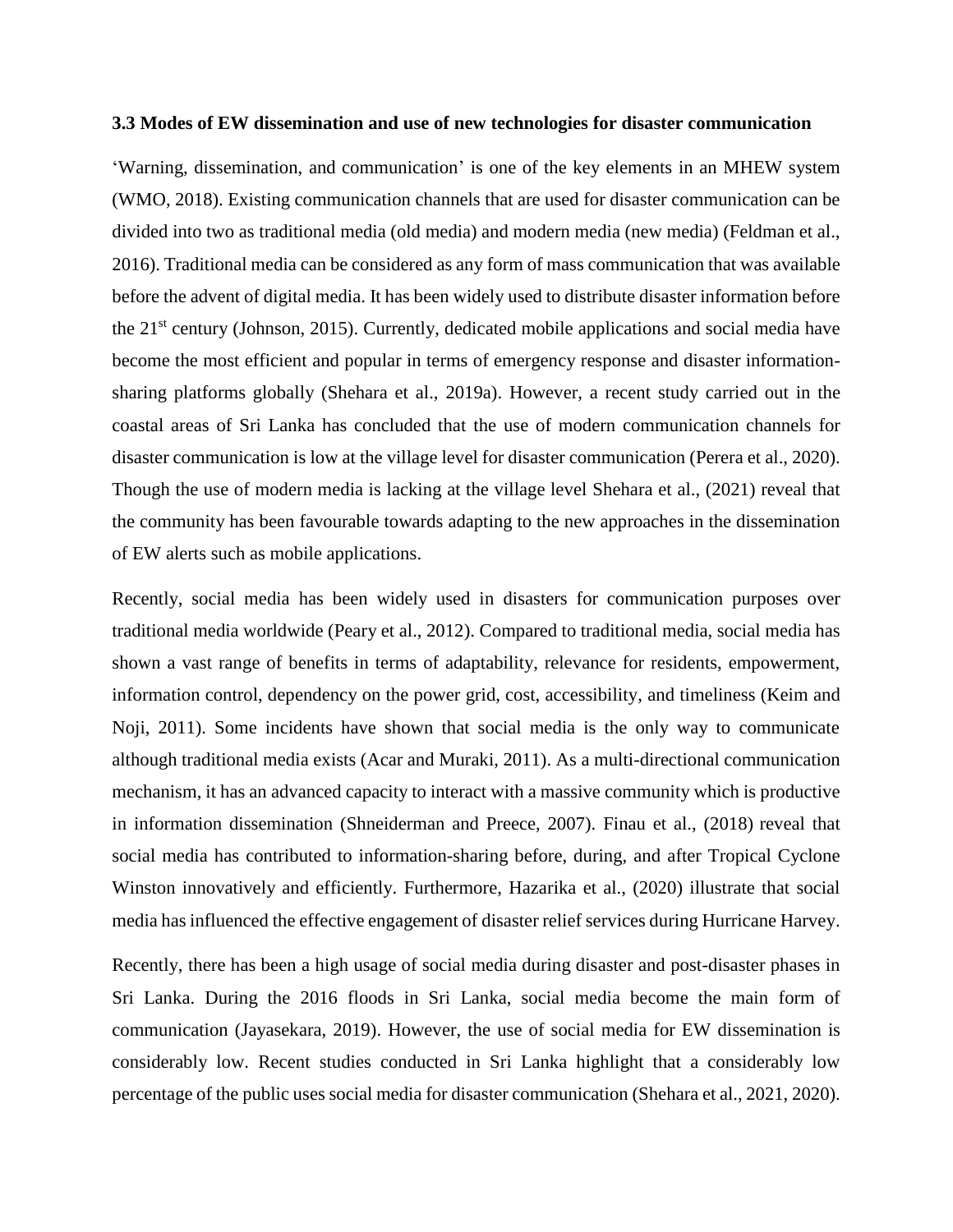### 3.3 Modes of EW dissemination and use of new technologies for disaster communication

'Warning, dissemination, and communication' is one of the key elements in an MHEW system (WMO, 2018). Existing communication channels that are used for disaster communication can be divided into two as traditional media (old media) and modern media (new media) (Feldman et al., 2016). Traditional media can be considered as any form of mass communication that was available before the advent of digital media. It has been widely used to distribute disaster information before the 21st century (Johnson, 2015). Currently, dedicated mobile applications and social media have become the most efficient and popular in terms of emergency response and disaster information-sharing platforms globally (Shehara et al., 2019a). However, a recent study carried out in the coastal areas of Sri Lanka has concluded that the use of modern communication channels for disaster communication is low at the village level for disaster communication (Perera et al., 2020). Though the use of modern media is lacking at the village level Shehara et al., (2021) reveal that the community has been favourable towards adapting to the new approaches in the dissemination of EW alerts such as mobile applications.

Recently, social media has been widely used in disasters for communication purposes over traditional media worldwide (Peary et al., 2012). Compared to traditional media, social media has shown a vast range of benefits in terms of adaptability, relevance for residents, empowerment, information control, dependency on the power grid, cost, accessibility, and timeliness (Keim and Noji, 2011). Some incidents have shown that social media is the only way to communicate although traditional media exists (Acar and Muraki, 2011). As a multi-directional communication mechanism, it has an advanced capacity to interact with a massive community which is productive in information dissemination (Shneiderman and Preece, 2007). Finau et al., (2018) reveal that social media has contributed to information-sharing before, during, and after Tropical Cyclone Winston innovatively and efficiently. Furthermore, Hazarika et al., (2020) illustrate that social media has influenced the effective engagement of disaster relief services during Hurricane Harvey.

Recently, there has been a high usage of social media during disaster and post-disaster phases in Sri Lanka. During the 2016 floods in Sri Lanka, social media become the main form of communication (Jayasekara, 2019). However, the use of social media for EW dissemination is considerably low. Recent studies conducted in Sri Lanka highlight that a considerably low percentage of the public uses social media for disaster communication (Shehara et al., 2021, 2020).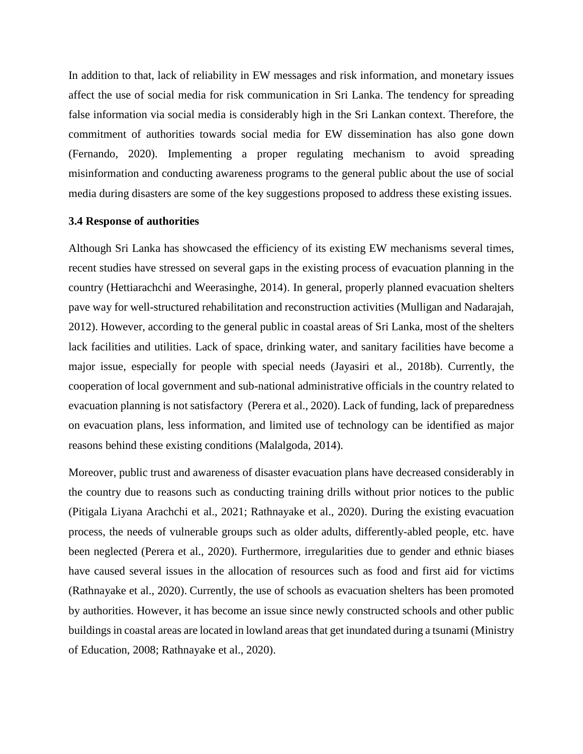In addition to that, lack of reliability in EW messages and risk information, and monetary issues affect the use of social media for risk communication in Sri Lanka. The tendency for spreading false information via social media is considerably high in the Sri Lankan context. Therefore, the commitment of authorities towards social media for EW dissemination has also gone down (Fernando, 2020). Implementing a proper regulating mechanism to avoid spreading misinformation and conducting awareness programs to the general public about the use of social media during disasters are some of the key suggestions proposed to address these existing issues.

### 3.4 Response of authorities

Although Sri Lanka has showcased the efficiency of its existing EW mechanisms several times, recent studies have stressed on several gaps in the existing process of evacuation planning in the country (Hettiarachchi and Weerasinghe, 2014). In general, properly planned evacuation shelters pave way for well-structured rehabilitation and reconstruction activities (Mulligan and Nadarajah, 2012). However, according to the general public in coastal areas of Sri Lanka, most of the shelters lack facilities and utilities. Lack of space, drinking water, and sanitary facilities have become a major issue, especially for people with special needs (Jayasiri et al., 2018b). Currently, the cooperation of local government and sub-national administrative officials in the country related to evacuation planning is not satisfactory (Perera et al., 2020). Lack of funding, lack of preparedness on evacuation plans, less information, and limited use of technology can be identified as major reasons behind these existing conditions (Malalgoda, 2014).

Moreover, public trust and awareness of disaster evacuation plans have decreased considerably in the country due to reasons such as conducting training drills without prior notices to the public (Pitigala Liyana Arachchi et al., 2021; Rathnayake et al., 2020). During the existing evacuation process, the needs of vulnerable groups such as older adults, differently-abled people, etc. have been neglected (Perera et al., 2020). Furthermore, irregularities due to gender and ethnic biases have caused several issues in the allocation of resources such as food and first aid for victims (Rathnayake et al., 2020). Currently, the use of schools as evacuation shelters has been promoted by authorities. However, it has become an issue since newly constructed schools and other public buildings in coastal areas are located in lowland areas that get inundated during a tsunami (Ministry of Education, 2008; Rathnayake et al., 2020).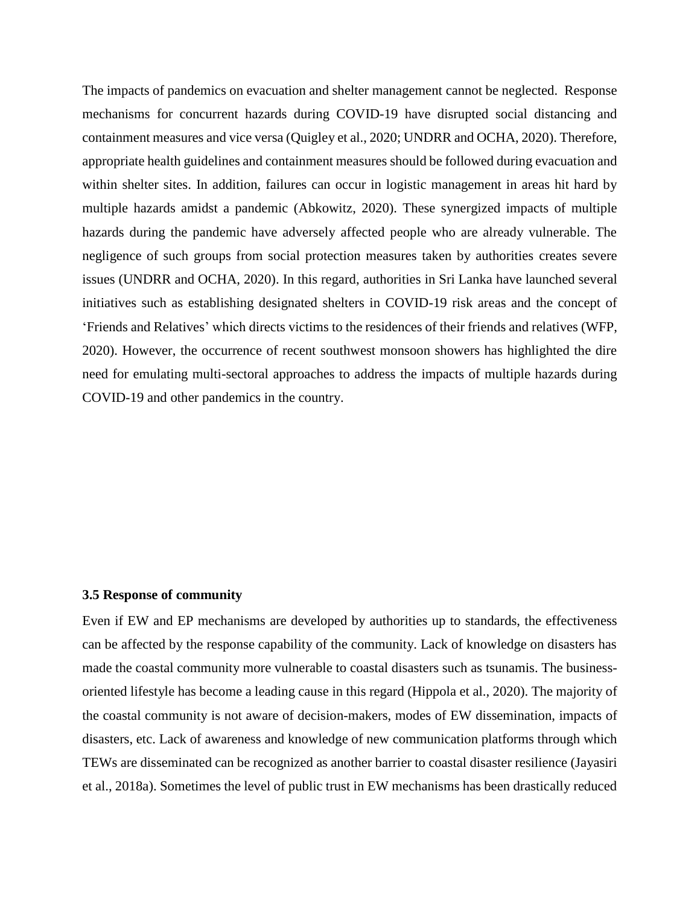The impacts of pandemics on evacuation and shelter management cannot be neglected. Response mechanisms for concurrent hazards during COVID-19 have disrupted social distancing and containment measures and vice versa (Quigley et al., 2020; UNDRR and OCHA, 2020). Therefore, appropriate health guidelines and containment measures should be followed during evacuation and within shelter sites. In addition, failures can occur in logistic management in areas hit hard by multiple hazards amidst a pandemic (Abkowitz, 2020). These synergized impacts of multiple hazards during the pandemic have adversely affected people who are already vulnerable. The negligence of such groups from social protection measures taken by authorities creates severe issues (UNDRR and OCHA, 2020). In this regard, authorities in Sri Lanka have launched several initiatives such as establishing designated shelters in COVID-19 risk areas and the concept of 'Friends and Relatives' which directs victims to the residences of their friends and relatives (WFP, 2020). However, the occurrence of recent southwest monsoon showers has highlighted the dire need for emulating multi-sectoral approaches to address the impacts of multiple hazards during COVID-19 and other pandemics in the country.

### 3.5 Response of community

Even if EW and EP mechanisms are developed by authorities up to standards, the effectiveness can be affected by the response capability of the community. Lack of knowledge on disasters has made the coastal community more vulnerable to coastal disasters such as tsunamis. The business-oriented lifestyle has become a leading cause in this regard (Hippola et al., 2020). The majority of the coastal community is not aware of decision-makers, modes of EW dissemination, impacts of disasters, etc. Lack of awareness and knowledge of new communication platforms through which TEWs are disseminated can be recognized as another barrier to coastal disaster resilience (Jayasiri et al., 2018a). Sometimes the level of public trust in EW mechanisms has been drastically reduced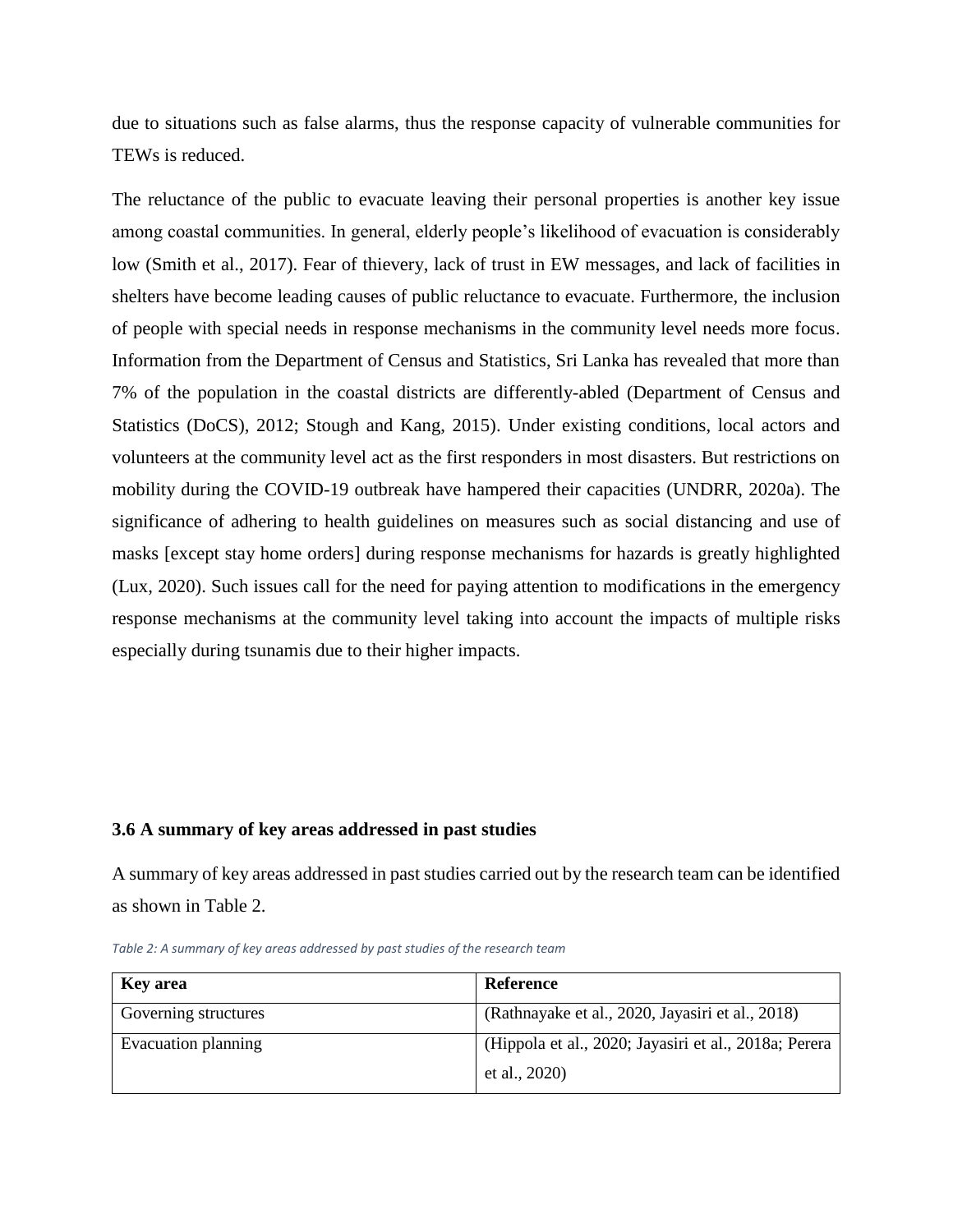due to situations such as false alarms, thus the response capacity of vulnerable communities for TEWs is reduced.

The reluctance of the public to evacuate leaving their personal properties is another key issue among coastal communities. In general, elderly people's likelihood of evacuation is considerably low (Smith et al., 2017). Fear of thievery, lack of trust in EW messages, and lack of facilities in shelters have become leading causes of public reluctance to evacuate. Furthermore, the inclusion of people with special needs in response mechanisms in the community level needs more focus. Information from the Department of Census and Statistics, Sri Lanka has revealed that more than 7% of the population in the coastal districts are differently-abled (Department of Census and Statistics (DoCS), 2012; Stough and Kang, 2015). Under existing conditions, local actors and volunteers at the community level act as the first responders in most disasters. But restrictions on mobility during the COVID-19 outbreak have hampered their capacities (UNDRR, 2020a). The significance of adhering to health guidelines on measures such as social distancing and use of masks [except stay home orders] during response mechanisms for hazards is greatly highlighted (Lux, 2020). Such issues call for the need for paying attention to modifications in the emergency response mechanisms at the community level taking into account the impacts of multiple risks especially during tsunamis due to their higher impacts.

### 3.6 A summary of key areas addressed in past studies

A summary of key areas addressed in past studies carried out by the research team can be identified as shown in Table 2.

*Table 2: A summary of key areas addressed by past studies of the research team*

| Key area | Reference |
|---|---|
| Governing structures | (Rathnayake et al., 2020, Jayasiri et al., 2018) |
| Evacuation planning | (Hippola et al., 2020; Jayasiri et al., 2018a; Perera et al., 2020) |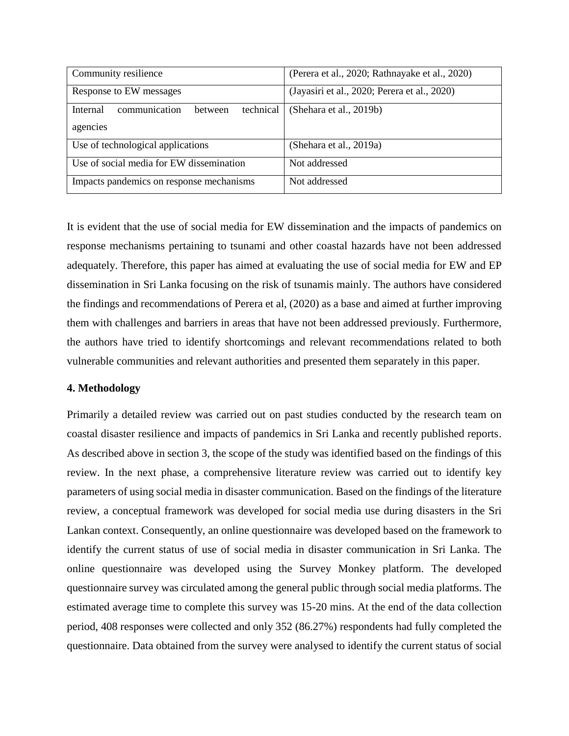| Community resilience | (Perera et al., 2020; Rathnayake et al., 2020) |
|---|---|
| Response to EW messages | (Jayasiri et al., 2020; Perera et al., 2020) |
| Internal communication between technical agencies | (Shehara et al., 2019b) |
| Use of technological applications | (Shehara et al., 2019a) |
| Use of social media for EW dissemination | Not addressed |
| Impacts pandemics on response mechanisms | Not addressed |

It is evident that the use of social media for EW dissemination and the impacts of pandemics on response mechanisms pertaining to tsunami and other coastal hazards have not been addressed adequately. Therefore, this paper has aimed at evaluating the use of social media for EW and EP dissemination in Sri Lanka focusing on the risk of tsunamis mainly. The authors have considered the findings and recommendations of Perera et al, (2020) as a base and aimed at further improving them with challenges and barriers in areas that have not been addressed previously. Furthermore, the authors have tried to identify shortcomings and relevant recommendations related to both vulnerable communities and relevant authorities and presented them separately in this paper.

## 4. Methodology

Primarily a detailed review was carried out on past studies conducted by the research team on coastal disaster resilience and impacts of pandemics in Sri Lanka and recently published reports. As described above in section 3, the scope of the study was identified based on the findings of this review. In the next phase, a comprehensive literature review was carried out to identify key parameters of using social media in disaster communication. Based on the findings of the literature review, a conceptual framework was developed for social media use during disasters in the Sri Lankan context. Consequently, an online questionnaire was developed based on the framework to identify the current status of use of social media in disaster communication in Sri Lanka. The online questionnaire was developed using the Survey Monkey platform. The developed questionnaire survey was circulated among the general public through social media platforms. The estimated average time to complete this survey was 15-20 mins. At the end of the data collection period, 408 responses were collected and only 352 (86.27%) respondents had fully completed the questionnaire. Data obtained from the survey were analysed to identify the current status of social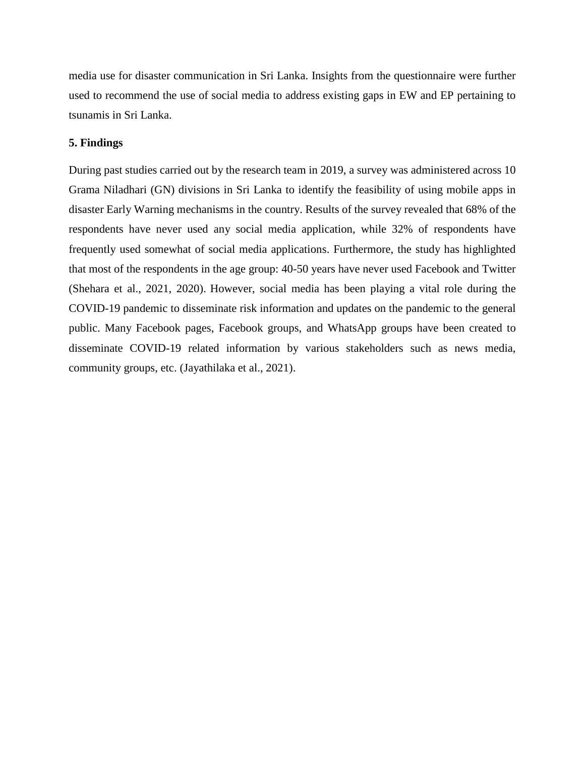media use for disaster communication in Sri Lanka. Insights from the questionnaire were further used to recommend the use of social media to address existing gaps in EW and EP pertaining to tsunamis in Sri Lanka.

## 5. Findings

During past studies carried out by the research team in 2019, a survey was administered across 10 Grama Niladhari (GN) divisions in Sri Lanka to identify the feasibility of using mobile apps in disaster Early Warning mechanisms in the country. Results of the survey revealed that 68% of the respondents have never used any social media application, while 32% of respondents have frequently used somewhat of social media applications. Furthermore, the study has highlighted that most of the respondents in the age group: 40-50 years have never used Facebook and Twitter (Shehara et al., 2021, 2020). However, social media has been playing a vital role during the COVID-19 pandemic to disseminate risk information and updates on the pandemic to the general public. Many Facebook pages, Facebook groups, and WhatsApp groups have been created to disseminate COVID-19 related information by various stakeholders such as news media, community groups, etc. (Jayathilaka et al., 2021).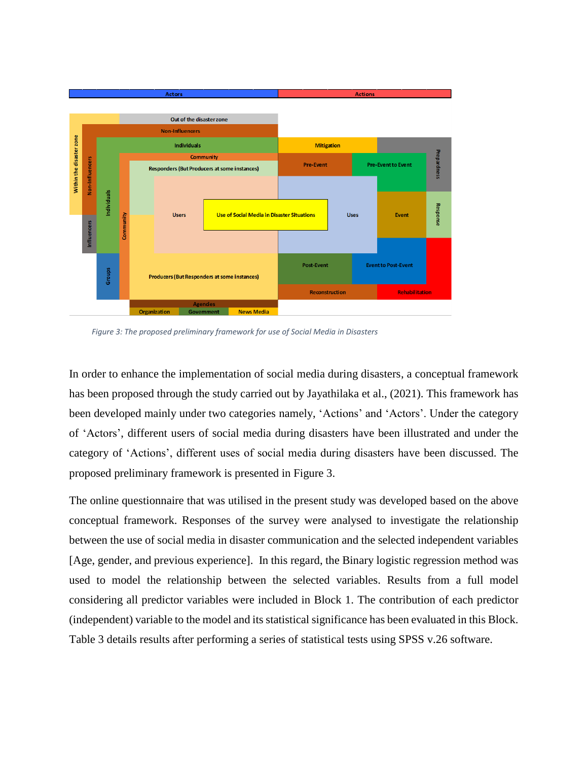*Figure 3: The proposed preliminary framework for use of Social Media in Disasters*

In order to enhance the implementation of social media during disasters, a conceptual framework has been proposed through the study carried out by Jayathilaka et al., (2021). This framework has been developed mainly under two categories namely, 'Actions' and 'Actors'. Under the category of 'Actors', different users of social media during disasters have been illustrated and under the category of 'Actions', different uses of social media during disasters have been discussed. The proposed preliminary framework is presented in Figure 3.

The online questionnaire that was utilised in the present study was developed based on the above conceptual framework. Responses of the survey were analysed to investigate the relationship between the use of social media in disaster communication and the selected independent variables [Age, gender, and previous experience]. In this regard, the Binary logistic regression method was used to model the relationship between the selected variables. Results from a full model considering all predictor variables were included in Block 1. The contribution of each predictor (independent) variable to the model and its statistical significance has been evaluated in this Block. Table 3 details results after performing a series of statistical tests using SPSS v.26 software.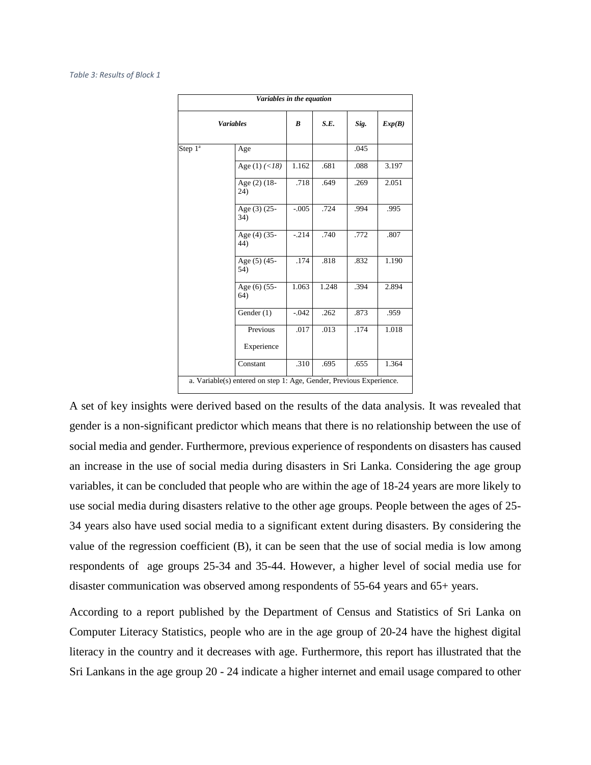*Table 3: Results of Block 1*

| *Variables in the equation* | | | | | | |
|---|---|---|---|---|---|---|
| ***Variables*** | | ***B*** | ***S.E.*** | ***Sig.*** | ***Exp(B)*** |
| Step 1[a] | Age | | | .045 | |
| | Age (1) *(<18)* | 1.162 | .681 | .088 | 3.197 |
| | Age (2) (18-24) | .718 | .649 | .269 | 2.051 |
| | Age (3) (25-34) | -.005 | .724 | .994 | .995 |
| | Age (4) (35-44) | -.214 | .740 | .772 | .807 |
| | Age (5) (45-54) | .174 | .818 | .832 | 1.190 |
| | Age (6) (55-64) | 1.063 | 1.248 | .394 | 2.894 |
| | Gender (1) | -.042 | .262 | .873 | .959 |
| | Previous Experience | .017 | .013 | .174 | 1.018 |
| | Constant | .310 | .695 | .655 | 1.364 |

a. Variable(s) entered on step 1: Age, Gender, Previous Experience.

A set of key insights were derived based on the results of the data analysis. It was revealed that gender is a non-significant predictor which means that there is no relationship between the use of social media and gender. Furthermore, previous experience of respondents on disasters has caused an increase in the use of social media during disasters in Sri Lanka. Considering the age group variables, it can be concluded that people who are within the age of 18-24 years are more likely to use social media during disasters relative to the other age groups. People between the ages of 25-34 years also have used social media to a significant extent during disasters. By considering the value of the regression coefficient (B), it can be seen that the use of social media is low among respondents of age groups 25-34 and 35-44. However, a higher level of social media use for disaster communication was observed among respondents of 55-64 years and 65+ years.

According to a report published by the Department of Census and Statistics of Sri Lanka on Computer Literacy Statistics, people who are in the age group of 20-24 have the highest digital literacy in the country and it decreases with age. Furthermore, this report has illustrated that the Sri Lankans in the age group 20 - 24 indicate a higher internet and email usage compared to other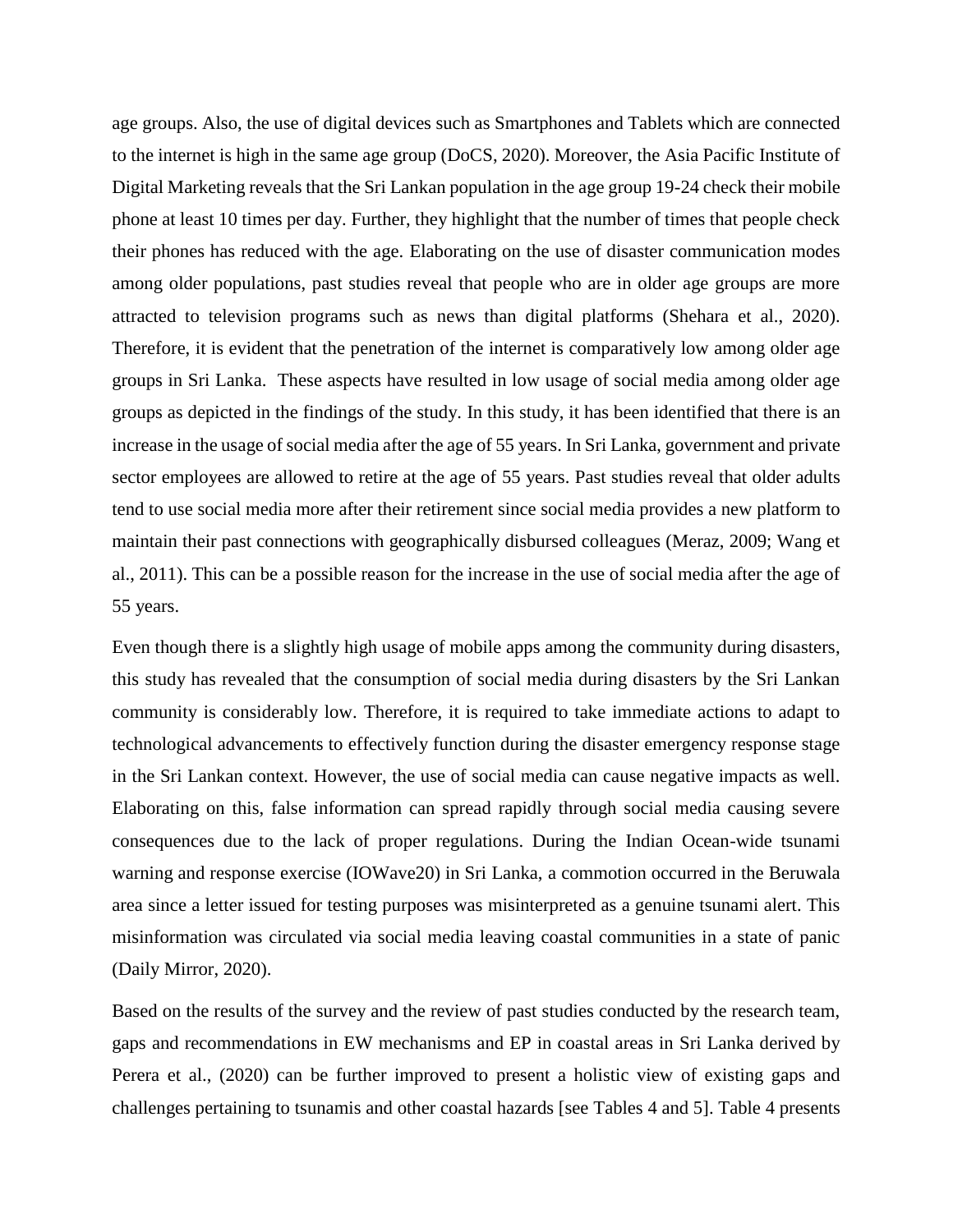age groups. Also, the use of digital devices such as Smartphones and Tablets which are connected to the internet is high in the same age group (DoCS, 2020). Moreover, the Asia Pacific Institute of Digital Marketing reveals that the Sri Lankan population in the age group 19-24 check their mobile phone at least 10 times per day. Further, they highlight that the number of times that people check their phones has reduced with the age. Elaborating on the use of disaster communication modes among older populations, past studies reveal that people who are in older age groups are more attracted to television programs such as news than digital platforms (Shehara et al., 2020). Therefore, it is evident that the penetration of the internet is comparatively low among older age groups in Sri Lanka. These aspects have resulted in low usage of social media among older age groups as depicted in the findings of the study. In this study, it has been identified that there is an increase in the usage of social media after the age of 55 years. In Sri Lanka, government and private sector employees are allowed to retire at the age of 55 years. Past studies reveal that older adults tend to use social media more after their retirement since social media provides a new platform to maintain their past connections with geographically disbursed colleagues (Meraz, 2009; Wang et al., 2011). This can be a possible reason for the increase in the use of social media after the age of 55 years.

Even though there is a slightly high usage of mobile apps among the community during disasters, this study has revealed that the consumption of social media during disasters by the Sri Lankan community is considerably low. Therefore, it is required to take immediate actions to adapt to technological advancements to effectively function during the disaster emergency response stage in the Sri Lankan context. However, the use of social media can cause negative impacts as well. Elaborating on this, false information can spread rapidly through social media causing severe consequences due to the lack of proper regulations. During the Indian Ocean-wide tsunami warning and response exercise (IOWave20) in Sri Lanka, a commotion occurred in the Beruwala area since a letter issued for testing purposes was misinterpreted as a genuine tsunami alert. This misinformation was circulated via social media leaving coastal communities in a state of panic (Daily Mirror, 2020).

Based on the results of the survey and the review of past studies conducted by the research team, gaps and recommendations in EW mechanisms and EP in coastal areas in Sri Lanka derived by Perera et al., (2020) can be further improved to present a holistic view of existing gaps and challenges pertaining to tsunamis and other coastal hazards [see Tables 4 and 5]. Table 4 presents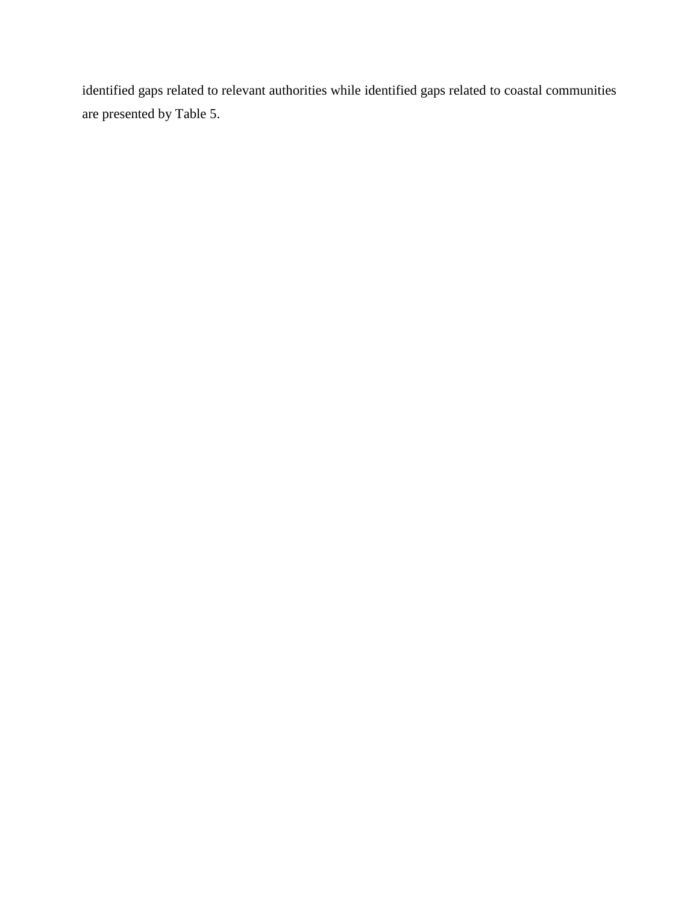identified gaps related to relevant authorities while identified gaps related to coastal communities are presented by Table 5.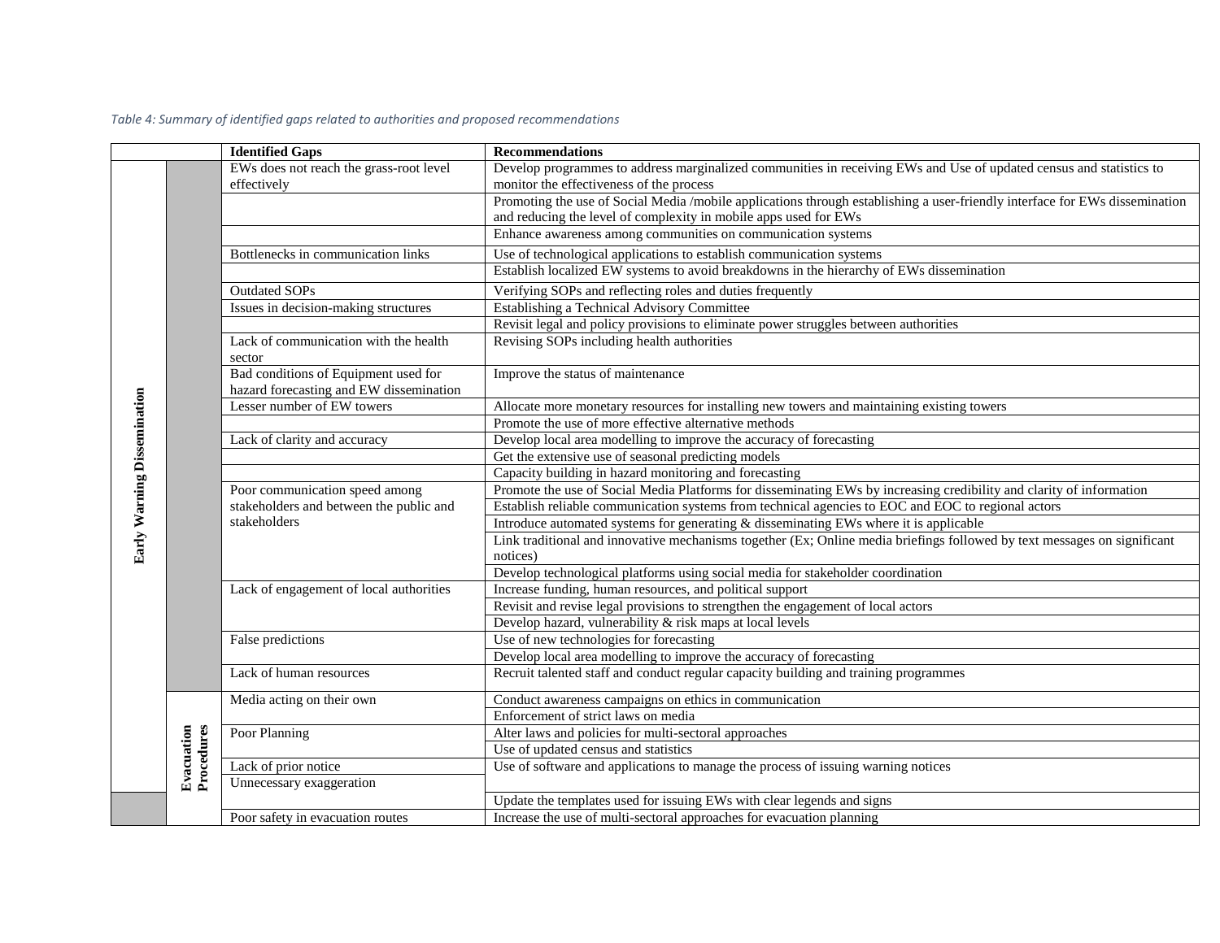*Table 4: Summary of identified gaps related to authorities and proposed recommendations*

| | | Identified Gaps | Recommendations |
|---|---|---|---|
| Early Warning Dissemination | | EWs does not reach the grass-root level effectively | Develop programmes to address marginalized communities in receiving EWs and Use of updated census and statistics to monitor the effectiveness of the process |
| | | | Promoting the use of Social Media /mobile applications through establishing a user-friendly interface for EWs dissemination and reducing the level of complexity in mobile apps used for EWs |
| | | | Enhance awareness among communities on communication systems |
| | | Bottlenecks in communication links | Use of technological applications to establish communication systems |
| | | | Establish localized EW systems to avoid breakdowns in the hierarchy of EWs dissemination |
| | | Outdated SOPs | Verifying SOPs and reflecting roles and duties frequently |
| | | Issues in decision-making structures | Establishing a Technical Advisory Committee |
| | | | Revisit legal and policy provisions to eliminate power struggles between authorities |
| | | Lack of communication with the health sector | Revising SOPs including health authorities |
| | | Bad conditions of Equipment used for hazard forecasting and EW dissemination | Improve the status of maintenance |
| | | Lesser number of EW towers | Allocate more monetary resources for installing new towers and maintaining existing towers |
| | | | Promote the use of more effective alternative methods |
| | | Lack of clarity and accuracy | Develop local area modelling to improve the accuracy of forecasting |
| | | | Get the extensive use of seasonal predicting models |
| | | | Capacity building in hazard monitoring and forecasting |
| | | Poor communication speed among stakeholders and between the public and stakeholders | Promote the use of Social Media Platforms for disseminating EWs by increasing credibility and clarity of information |
| | | | Establish reliable communication systems from technical agencies to EOC and EOC to regional actors |
| | | | Introduce automated systems for generating & disseminating EWs where it is applicable |
| | | | Link traditional and innovative mechanisms together (Ex; Online media briefings followed by text messages on significant notices) |
| | | | Develop technological platforms using social media for stakeholder coordination |
| | | Lack of engagement of local authorities | Increase funding, human resources, and political support |
| | | | Revisit and revise legal provisions to strengthen the engagement of local actors |
| | | | Develop hazard, vulnerability & risk maps at local levels |
| | | False predictions | Use of new technologies for forecasting |
| | | | Develop local area modelling to improve the accuracy of forecasting |
| | | Lack of human resources | Recruit talented staff and conduct regular capacity building and training programmes |
| | Evacuation Procedures | Media acting on their own | Conduct awareness campaigns on ethics in communication |
| | | | Enforcement of strict laws on media |
| | | Poor Planning | Alter laws and policies for multi-sectoral approaches |
| | | | Use of updated census and statistics |
| | | Lack of prior notice | Use of software and applications to manage the process of issuing warning notices |
| | | Unnecessary exaggeration | |
| | | | Update the templates used for issuing EWs with clear legends and signs |
| | | Poor safety in evacuation routes | Increase the use of multi-sectoral approaches for evacuation planning |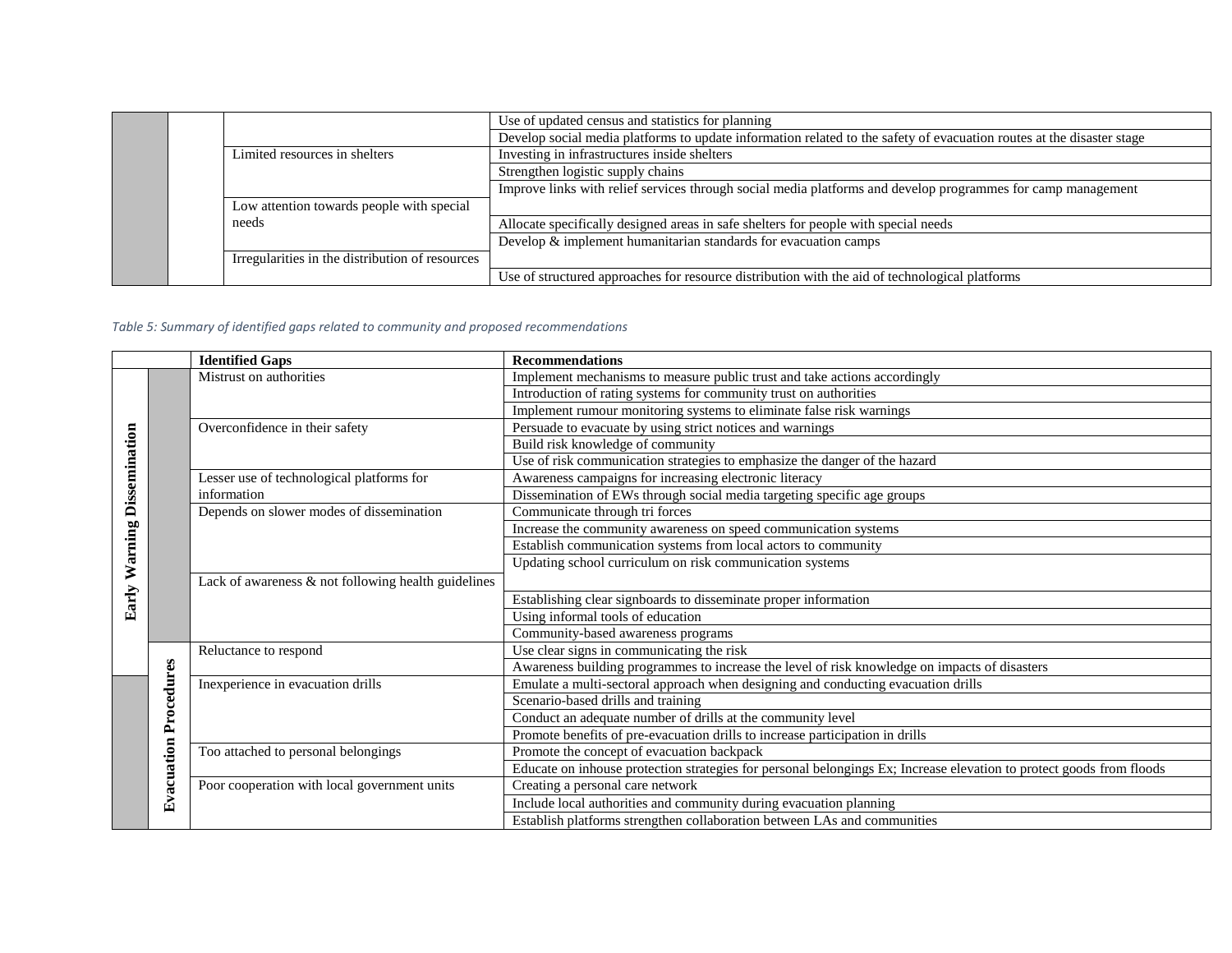| | | | |
|---|---|---|---|
| | | | Use of updated census and statistics for planning |
| | | | Develop social media platforms to update information related to the safety of evacuation routes at the disaster stage |
| | | Limited resources in shelters | Investing in infrastructures inside shelters |
| | | | Strengthen logistic supply chains |
| | | | Improve links with relief services through social media platforms and develop programmes for camp management |
| | | Low attention towards people with special needs | |
| | | | Allocate specifically designed areas in safe shelters for people with special needs |
| | | | Develop & implement humanitarian standards for evacuation camps |
| | | Irregularities in the distribution of resources | |
| | | | Use of structured approaches for resource distribution with the aid of technological platforms |

*Table 5: Summary of identified gaps related to community and proposed recommendations*

| | | Identified Gaps | Recommendations |
|---|---|---|---|
| **Early Warning Dissemination** | | Mistrust on authorities | Implement mechanisms to measure public trust and take actions accordingly |
| | | | Introduction of rating systems for community trust on authorities |
| | | | Implement rumour monitoring systems to eliminate false risk warnings |
| | | Overconfidence in their safety | Persuade to evacuate by using strict notices and warnings |
| | | | Build risk knowledge of community |
| | | | Use of risk communication strategies to emphasize the danger of the hazard |
| | | Lesser use of technological platforms for information | Awareness campaigns for increasing electronic literacy |
| | | | Dissemination of EWs through social media targeting specific age groups |
| | | Depends on slower modes of dissemination | Communicate through tri forces |
| | | | Increase the community awareness on speed communication systems |
| | | | Establish communication systems from local actors to community |
| | | | Updating school curriculum on risk communication systems |
| | | Lack of awareness & not following health guidelines | |
| | | | Establishing clear signboards to disseminate proper information |
| | | | Using informal tools of education |
| | | | Community-based awareness programs |
| | **Evacuation Procedures** | Reluctance to respond | Use clear signs in communicating the risk |
| | | | Awareness building programmes to increase the level of risk knowledge on impacts of disasters |
| | | Inexperience in evacuation drills | Emulate a multi-sectoral approach when designing and conducting evacuation drills |
| | | | Scenario-based drills and training |
| | | | Conduct an adequate number of drills at the community level |
| | | | Promote benefits of pre-evacuation drills to increase participation in drills |
| | | Too attached to personal belongings | Promote the concept of evacuation backpack |
| | | | Educate on inhouse protection strategies for personal belongings Ex; Increase elevation to protect goods from floods |
| | | Poor cooperation with local government units | Creating a personal care network |
| | | | Include local authorities and community during evacuation planning |
| | | | Establish platforms strengthen collaboration between LAs and communities |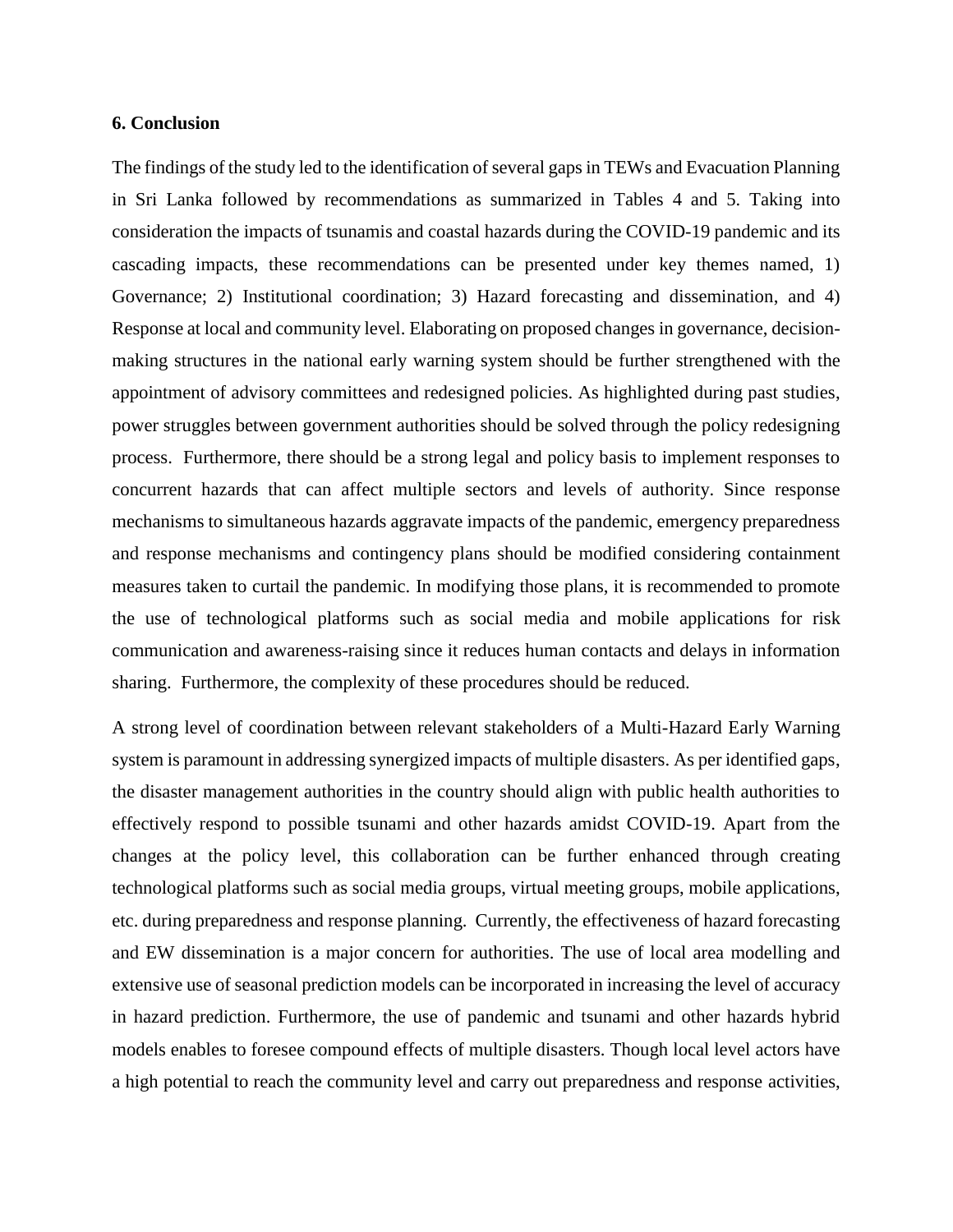### 6. Conclusion

The findings of the study led to the identification of several gaps in TEWs and Evacuation Planning in Sri Lanka followed by recommendations as summarized in Tables 4 and 5. Taking into consideration the impacts of tsunamis and coastal hazards during the COVID-19 pandemic and its cascading impacts, these recommendations can be presented under key themes named, 1) Governance; 2) Institutional coordination; 3) Hazard forecasting and dissemination, and 4) Response at local and community level. Elaborating on proposed changes in governance, decision-making structures in the national early warning system should be further strengthened with the appointment of advisory committees and redesigned policies. As highlighted during past studies, power struggles between government authorities should be solved through the policy redesigning process. Furthermore, there should be a strong legal and policy basis to implement responses to concurrent hazards that can affect multiple sectors and levels of authority. Since response mechanisms to simultaneous hazards aggravate impacts of the pandemic, emergency preparedness and response mechanisms and contingency plans should be modified considering containment measures taken to curtail the pandemic. In modifying those plans, it is recommended to promote the use of technological platforms such as social media and mobile applications for risk communication and awareness-raising since it reduces human contacts and delays in information sharing. Furthermore, the complexity of these procedures should be reduced.

A strong level of coordination between relevant stakeholders of a Multi-Hazard Early Warning system is paramount in addressing synergized impacts of multiple disasters. As per identified gaps, the disaster management authorities in the country should align with public health authorities to effectively respond to possible tsunami and other hazards amidst COVID-19. Apart from the changes at the policy level, this collaboration can be further enhanced through creating technological platforms such as social media groups, virtual meeting groups, mobile applications, etc. during preparedness and response planning. Currently, the effectiveness of hazard forecasting and EW dissemination is a major concern for authorities. The use of local area modelling and extensive use of seasonal prediction models can be incorporated in increasing the level of accuracy in hazard prediction. Furthermore, the use of pandemic and tsunami and other hazards hybrid models enables to foresee compound effects of multiple disasters. Though local level actors have a high potential to reach the community level and carry out preparedness and response activities,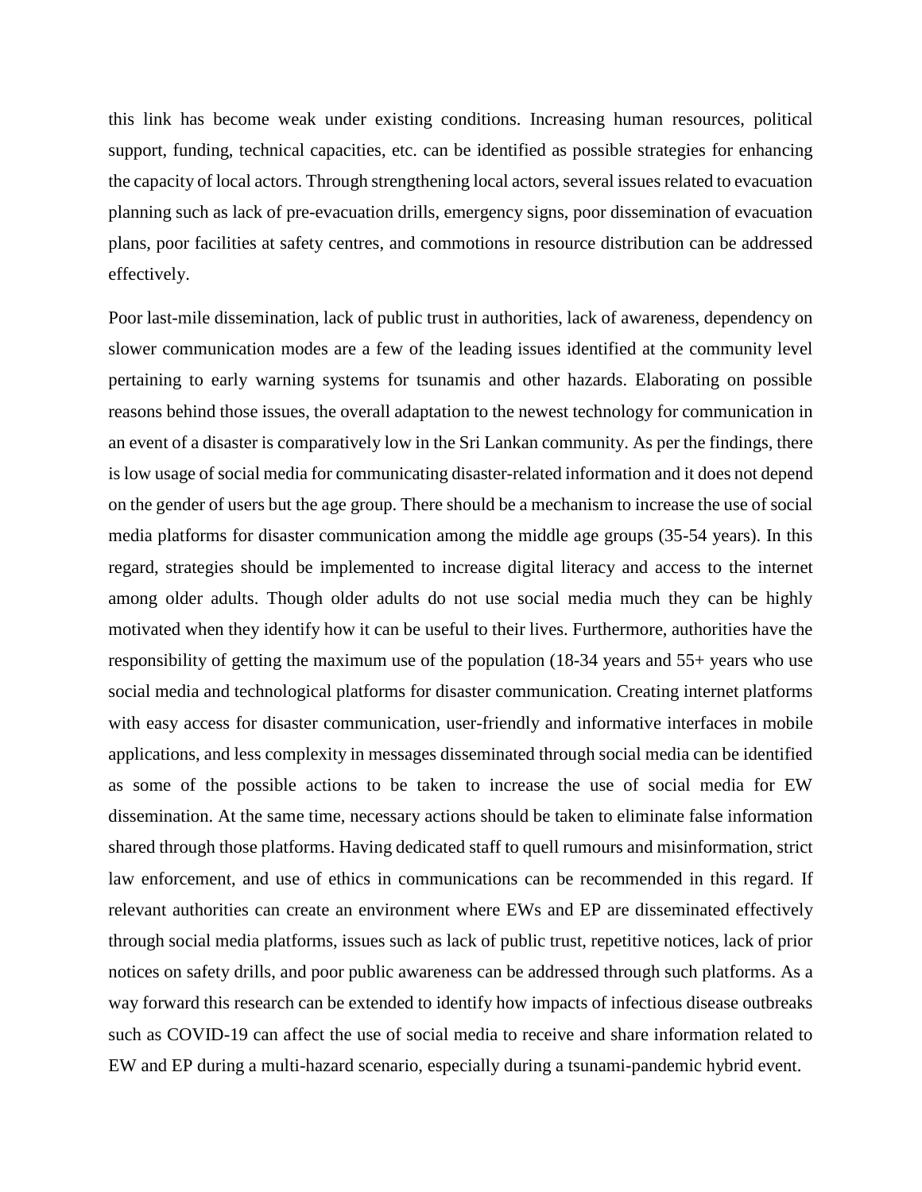this link has become weak under existing conditions. Increasing human resources, political support, funding, technical capacities, etc. can be identified as possible strategies for enhancing the capacity of local actors. Through strengthening local actors, several issues related to evacuation planning such as lack of pre-evacuation drills, emergency signs, poor dissemination of evacuation plans, poor facilities at safety centres, and commotions in resource distribution can be addressed effectively.

Poor last-mile dissemination, lack of public trust in authorities, lack of awareness, dependency on slower communication modes are a few of the leading issues identified at the community level pertaining to early warning systems for tsunamis and other hazards. Elaborating on possible reasons behind those issues, the overall adaptation to the newest technology for communication in an event of a disaster is comparatively low in the Sri Lankan community. As per the findings, there is low usage of social media for communicating disaster-related information and it does not depend on the gender of users but the age group. There should be a mechanism to increase the use of social media platforms for disaster communication among the middle age groups (35-54 years). In this regard, strategies should be implemented to increase digital literacy and access to the internet among older adults. Though older adults do not use social media much they can be highly motivated when they identify how it can be useful to their lives. Furthermore, authorities have the responsibility of getting the maximum use of the population (18-34 years and 55+ years who use social media and technological platforms for disaster communication. Creating internet platforms with easy access for disaster communication, user-friendly and informative interfaces in mobile applications, and less complexity in messages disseminated through social media can be identified as some of the possible actions to be taken to increase the use of social media for EW dissemination. At the same time, necessary actions should be taken to eliminate false information shared through those platforms. Having dedicated staff to quell rumours and misinformation, strict law enforcement, and use of ethics in communications can be recommended in this regard. If relevant authorities can create an environment where EWs and EP are disseminated effectively through social media platforms, issues such as lack of public trust, repetitive notices, lack of prior notices on safety drills, and poor public awareness can be addressed through such platforms. As a way forward this research can be extended to identify how impacts of infectious disease outbreaks such as COVID-19 can affect the use of social media to receive and share information related to EW and EP during a multi-hazard scenario, especially during a tsunami-pandemic hybrid event.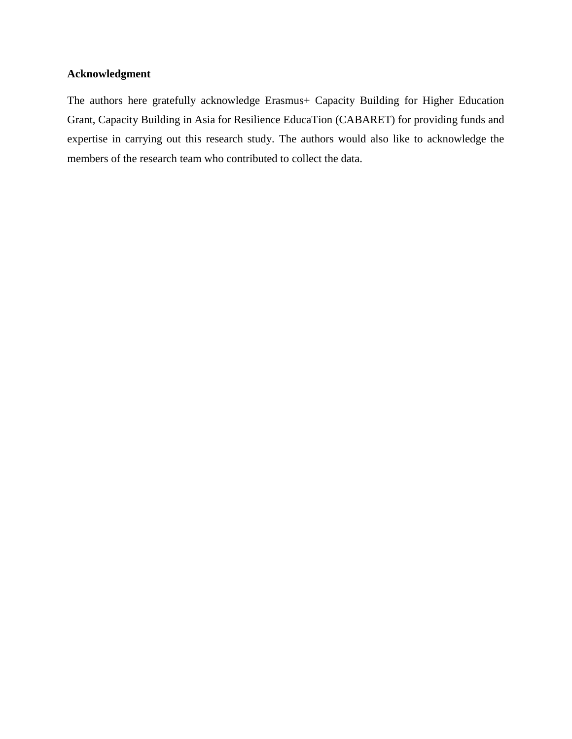## Acknowledgment

The authors here gratefully acknowledge Erasmus+ Capacity Building for Higher Education Grant, Capacity Building in Asia for Resilience EducaTion (CABARET) for providing funds and expertise in carrying out this research study. The authors would also like to acknowledge the members of the research team who contributed to collect the data.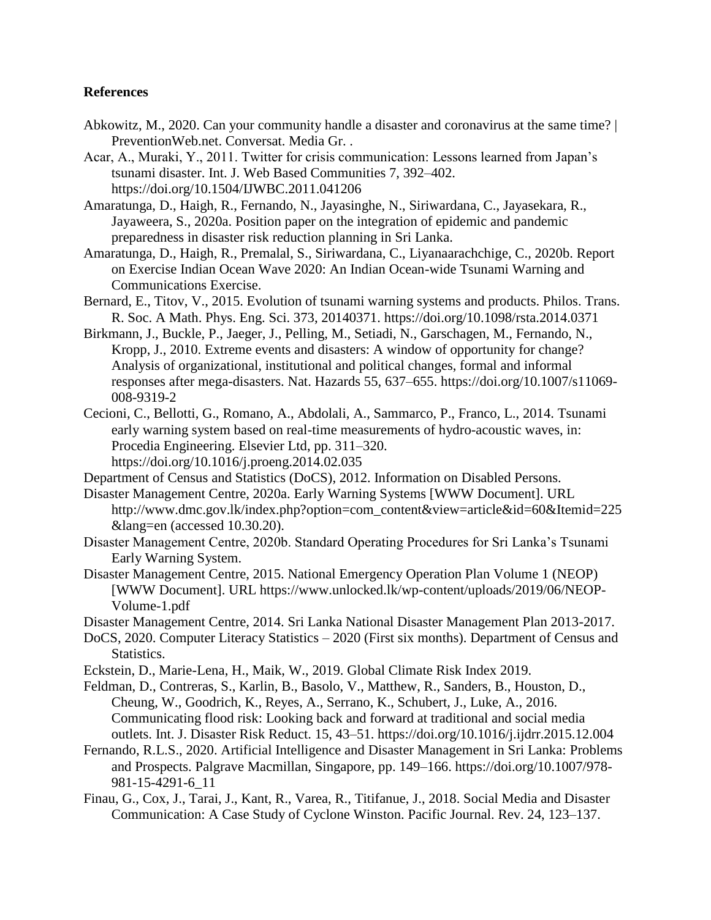## References

Abkowitz, M., 2020. Can your community handle a disaster and coronavirus at the same time? | PreventionWeb.net. Conversat. Media Gr. .

Acar, A., Muraki, Y., 2011. Twitter for crisis communication: Lessons learned from Japan's tsunami disaster. Int. J. Web Based Communities 7, 392–402. https://doi.org/10.1504/IJWBC.2011.041206

Amaratunga, D., Haigh, R., Fernando, N., Jayasinghe, N., Siriwardana, C., Jayasekara, R., Jayaweera, S., 2020a. Position paper on the integration of epidemic and pandemic preparedness in disaster risk reduction planning in Sri Lanka.

Amaratunga, D., Haigh, R., Premalal, S., Siriwardana, C., Liyanaarachchige, C., 2020b. Report on Exercise Indian Ocean Wave 2020: An Indian Ocean-wide Tsunami Warning and Communications Exercise.

Bernard, E., Titov, V., 2015. Evolution of tsunami warning systems and products. Philos. Trans. R. Soc. A Math. Phys. Eng. Sci. 373, 20140371. https://doi.org/10.1098/rsta.2014.0371

Birkmann, J., Buckle, P., Jaeger, J., Pelling, M., Setiadi, N., Garschagen, M., Fernando, N., Kropp, J., 2010. Extreme events and disasters: A window of opportunity for change? Analysis of organizational, institutional and political changes, formal and informal responses after mega-disasters. Nat. Hazards 55, 637–655. https://doi.org/10.1007/s11069-008-9319-2

Cecioni, C., Bellotti, G., Romano, A., Abdolali, A., Sammarco, P., Franco, L., 2014. Tsunami early warning system based on real-time measurements of hydro-acoustic waves, in: Procedia Engineering. Elsevier Ltd, pp. 311–320. https://doi.org/10.1016/j.proeng.2014.02.035

Department of Census and Statistics (DoCS), 2012. Information on Disabled Persons.

Disaster Management Centre, 2020a. Early Warning Systems [WWW Document]. URL http://www.dmc.gov.lk/index.php?option=com_content&view=article&id=60&Itemid=225&lang=en (accessed 10.30.20).

Disaster Management Centre, 2020b. Standard Operating Procedures for Sri Lanka's Tsunami Early Warning System.

Disaster Management Centre, 2015. National Emergency Operation Plan Volume 1 (NEOP) [WWW Document]. URL https://www.unlocked.lk/wp-content/uploads/2019/06/NEOP-Volume-1.pdf

Disaster Management Centre, 2014. Sri Lanka National Disaster Management Plan 2013-2017.

DoCS, 2020. Computer Literacy Statistics – 2020 (First six months). Department of Census and Statistics.

Eckstein, D., Marie-Lena, H., Maik, W., 2019. Global Climate Risk Index 2019.

Feldman, D., Contreras, S., Karlin, B., Basolo, V., Matthew, R., Sanders, B., Houston, D., Cheung, W., Goodrich, K., Reyes, A., Serrano, K., Schubert, J., Luke, A., 2016. Communicating flood risk: Looking back and forward at traditional and social media outlets. Int. J. Disaster Risk Reduct. 15, 43–51. https://doi.org/10.1016/j.ijdrr.2015.12.004

Fernando, R.L.S., 2020. Artificial Intelligence and Disaster Management in Sri Lanka: Problems and Prospects. Palgrave Macmillan, Singapore, pp. 149–166. https://doi.org/10.1007/978-981-15-4291-6_11

Finau, G., Cox, J., Tarai, J., Kant, R., Varea, R., Titifanue, J., 2018. Social Media and Disaster Communication: A Case Study of Cyclone Winston. Pacific Journal. Rev. 24, 123–137.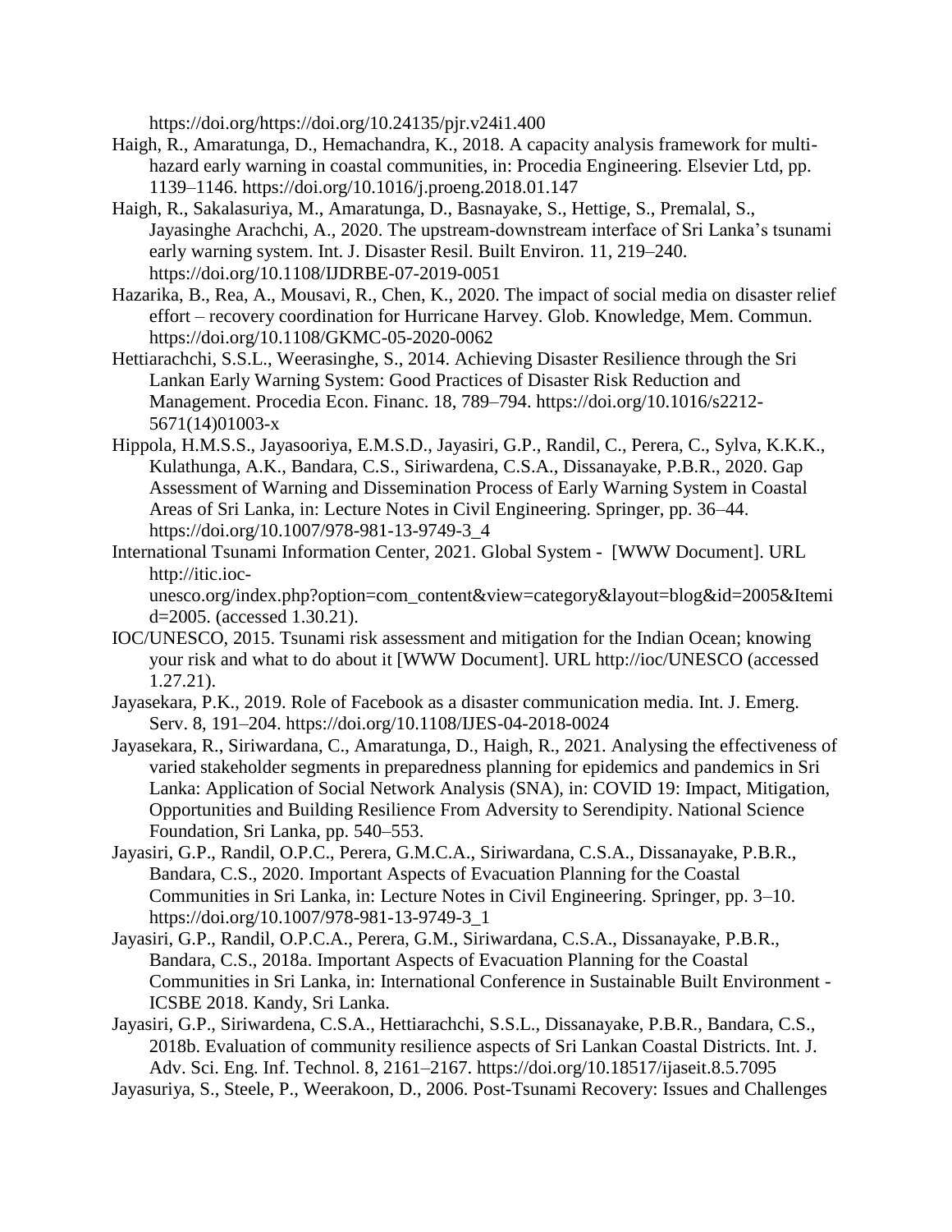https://doi.org/https://doi.org/10.24135/pjr.v24i1.400

Haigh, R., Amaratunga, D., Hemachandra, K., 2018. A capacity analysis framework for multi-hazard early warning in coastal communities, in: Procedia Engineering. Elsevier Ltd, pp. 1139–1146. https://doi.org/10.1016/j.proeng.2018.01.147

Haigh, R., Sakalasuriya, M., Amaratunga, D., Basnayake, S., Hettige, S., Premalal, S., Jayasinghe Arachchi, A., 2020. The upstream-downstream interface of Sri Lanka's tsunami early warning system. Int. J. Disaster Resil. Built Environ. 11, 219–240. https://doi.org/10.1108/IJDRBE-07-2019-0051

Hazarika, B., Rea, A., Mousavi, R., Chen, K., 2020. The impact of social media on disaster relief effort – recovery coordination for Hurricane Harvey. Glob. Knowledge, Mem. Commun. https://doi.org/10.1108/GKMC-05-2020-0062

Hettiarachchi, S.S.L., Weerasinghe, S., 2014. Achieving Disaster Resilience through the Sri Lankan Early Warning System: Good Practices of Disaster Risk Reduction and Management. Procedia Econ. Financ. 18, 789–794. https://doi.org/10.1016/s2212-5671(14)01003-x

Hippola, H.M.S.S., Jayasooriya, E.M.S.D., Jayasiri, G.P., Randil, C., Perera, C., Sylva, K.K.K., Kulathunga, A.K., Bandara, C.S., Siriwardena, C.S.A., Dissanayake, P.B.R., 2020. Gap Assessment of Warning and Dissemination Process of Early Warning System in Coastal Areas of Sri Lanka, in: Lecture Notes in Civil Engineering. Springer, pp. 36–44. https://doi.org/10.1007/978-981-13-9749-3_4

International Tsunami Information Center, 2021. Global System - [WWW Document]. URL http://itic.ioc-unesco.org/index.php?option=com_content&view=category&layout=blog&id=2005&Itemid=2005. (accessed 1.30.21).

IOC/UNESCO, 2015. Tsunami risk assessment and mitigation for the Indian Ocean; knowing your risk and what to do about it [WWW Document]. URL http://ioc/UNESCO (accessed 1.27.21).

Jayasekara, P.K., 2019. Role of Facebook as a disaster communication media. Int. J. Emerg. Serv. 8, 191–204. https://doi.org/10.1108/IJES-04-2018-0024

Jayasekara, R., Siriwardana, C., Amaratunga, D., Haigh, R., 2021. Analysing the effectiveness of varied stakeholder segments in preparedness planning for epidemics and pandemics in Sri Lanka: Application of Social Network Analysis (SNA), in: COVID 19: Impact, Mitigation, Opportunities and Building Resilience From Adversity to Serendipity. National Science Foundation, Sri Lanka, pp. 540–553.

Jayasiri, G.P., Randil, O.P.C., Perera, G.M.C.A., Siriwardana, C.S.A., Dissanayake, P.B.R., Bandara, C.S., 2020. Important Aspects of Evacuation Planning for the Coastal Communities in Sri Lanka, in: Lecture Notes in Civil Engineering. Springer, pp. 3–10. https://doi.org/10.1007/978-981-13-9749-3_1

Jayasiri, G.P., Randil, O.P.C.A., Perera, G.M., Siriwardena, C.S.A., Dissanayake, P.B.R., Bandara, C.S., 2018a. Important Aspects of Evacuation Planning for the Coastal Communities in Sri Lanka, in: International Conference in Sustainable Built Environment - ICSBE 2018. Kandy, Sri Lanka.

Jayasiri, G.P., Siriwardena, C.S.A., Hettiarachchi, S.S.L., Dissanayake, P.B.R., Bandara, C.S., 2018b. Evaluation of community resilience aspects of Sri Lankan Coastal Districts. Int. J. Adv. Sci. Eng. Inf. Technol. 8, 2161–2167. https://doi.org/10.18517/ijaseit.8.5.7095

Jayasuriya, S., Steele, P., Weerakoon, D., 2006. Post-Tsunami Recovery: Issues and Challenges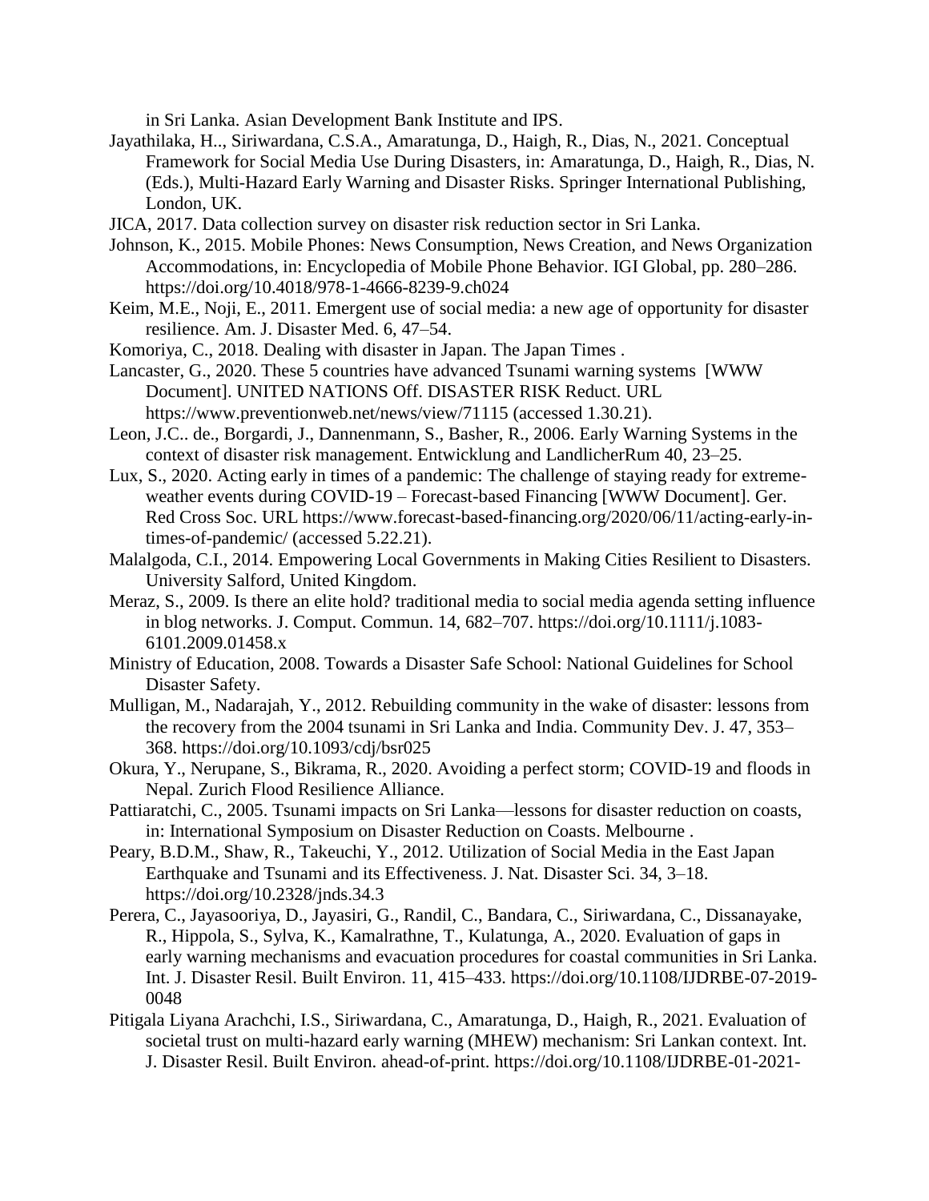in Sri Lanka. Asian Development Bank Institute and IPS.

Jayathilaka, H.., Siriwardana, C.S.A., Amaratunga, D., Haigh, R., Dias, N., 2021. Conceptual Framework for Social Media Use During Disasters, in: Amaratunga, D., Haigh, R., Dias, N. (Eds.), Multi-Hazard Early Warning and Disaster Risks. Springer International Publishing, London, UK.

JICA, 2017. Data collection survey on disaster risk reduction sector in Sri Lanka.

Johnson, K., 2015. Mobile Phones: News Consumption, News Creation, and News Organization Accommodations, in: Encyclopedia of Mobile Phone Behavior. IGI Global, pp. 280–286. https://doi.org/10.4018/978-1-4666-8239-9.ch024

Keim, M.E., Noji, E., 2011. Emergent use of social media: a new age of opportunity for disaster resilience. Am. J. Disaster Med. 6, 47–54.

Komoriya, C., 2018. Dealing with disaster in Japan. The Japan Times .

Lancaster, G., 2020. These 5 countries have advanced Tsunami warning systems [WWW Document]. UNITED NATIONS Off. DISASTER RISK Reduct. URL https://www.preventionweb.net/news/view/71115 (accessed 1.30.21).

Leon, J.C.. de., Borgardi, J., Dannenmann, S., Basher, R., 2006. Early Warning Systems in the context of disaster risk management. Entwicklung and LandlicherRum 40, 23–25.

Lux, S., 2020. Acting early in times of a pandemic: The challenge of staying ready for extreme-weather events during COVID-19 – Forecast-based Financing [WWW Document]. Ger. Red Cross Soc. URL https://www.forecast-based-financing.org/2020/06/11/acting-early-in-times-of-pandemic/ (accessed 5.22.21).

Malalgoda, C.I., 2014. Empowering Local Governments in Making Cities Resilient to Disasters. University Salford, United Kingdom.

Meraz, S., 2009. Is there an elite hold? traditional media to social media agenda setting influence in blog networks. J. Comput. Commun. 14, 682–707. https://doi.org/10.1111/j.1083-6101.2009.01458.x

Ministry of Education, 2008. Towards a Disaster Safe School: National Guidelines for School Disaster Safety.

Mulligan, M., Nadarajah, Y., 2012. Rebuilding community in the wake of disaster: lessons from the recovery from the 2004 tsunami in Sri Lanka and India. Community Dev. J. 47, 353–368. https://doi.org/10.1093/cdj/bsr025

Okura, Y., Nerupane, S., Bikrama, R., 2020. Avoiding a perfect storm; COVID-19 and floods in Nepal. Zurich Flood Resilience Alliance.

Pattiaratchi, C., 2005. Tsunami impacts on Sri Lanka—lessons for disaster reduction on coasts, in: International Symposium on Disaster Reduction on Coasts. Melbourne .

Peary, B.D.M., Shaw, R., Takeuchi, Y., 2012. Utilization of Social Media in the East Japan Earthquake and Tsunami and its Effectiveness. J. Nat. Disaster Sci. 34, 3–18. https://doi.org/10.2328/jnds.34.3

Perera, C., Jayasooriya, D., Jayasiri, G., Randil, C., Bandara, C., Siriwardana, C., Dissanayake, R., Hippola, S., Sylva, K., Kamalrathne, T., Kulatunga, A., 2020. Evaluation of gaps in early warning mechanisms and evacuation procedures for coastal communities in Sri Lanka. Int. J. Disaster Resil. Built Environ. 11, 415–433. https://doi.org/10.1108/IJDRBE-07-2019-0048

Pitigala Liyana Arachchi, I.S., Siriwardana, C., Amaratunga, D., Haigh, R., 2021. Evaluation of societal trust on multi-hazard early warning (MHEW) mechanism: Sri Lankan context. Int. J. Disaster Resil. Built Environ. ahead-of-print. https://doi.org/10.1108/IJDRBE-01-2021-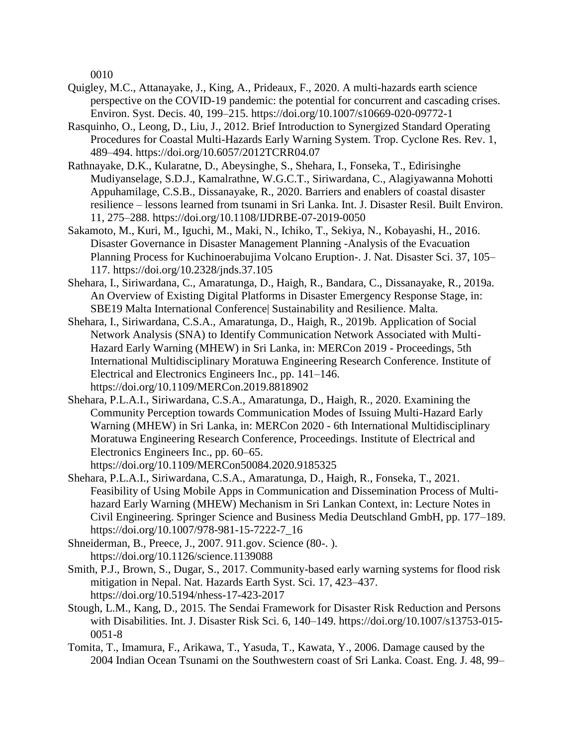0010

Quigley, M.C., Attanayake, J., King, A., Prideaux, F., 2020. A multi-hazards earth science perspective on the COVID-19 pandemic: the potential for concurrent and cascading crises. Environ. Syst. Decis. 40, 199–215. https://doi.org/10.1007/s10669-020-09772-1

Rasquinho, O., Leong, D., Liu, J., 2012. Brief Introduction to Synergized Standard Operating Procedures for Coastal Multi-Hazards Early Warning System. Trop. Cyclone Res. Rev. 1, 489–494. https://doi.org/10.6057/2012TCRR04.07

Rathnayake, D.K., Kularatne, D., Abeysinghe, S., Shehara, I., Fonseka, T., Edirisinghe Mudiyanselage, S.D.J., Kamalrathne, W.G.C.T., Siriwardana, C., Alagiyawanna Mohotti Appuhamilage, C.S.B., Dissanayake, R., 2020. Barriers and enablers of coastal disaster resilience – lessons learned from tsunami in Sri Lanka. Int. J. Disaster Resil. Built Environ. 11, 275–288. https://doi.org/10.1108/IJDRBE-07-2019-0050

Sakamoto, M., Kuri, M., Iguchi, M., Maki, N., Ichiko, T., Sekiya, N., Kobayashi, H., 2016. Disaster Governance in Disaster Management Planning -Analysis of the Evacuation Planning Process for Kuchinoerabujima Volcano Eruption-. J. Nat. Disaster Sci. 37, 105–117. https://doi.org/10.2328/jnds.37.105

Shehara, I., Siriwardana, C., Amaratunga, D., Haigh, R., Bandara, C., Dissanayake, R., 2019a. An Overview of Existing Digital Platforms in Disaster Emergency Response Stage, in: SBE19 Malta International Conference| Sustainability and Resilience. Malta.

Shehara, I., Siriwardana, C.S.A., Amaratunga, D., Haigh, R., 2019b. Application of Social Network Analysis (SNA) to Identify Communication Network Associated with Multi-Hazard Early Warning (MHEW) in Sri Lanka, in: MERCon 2019 - Proceedings, 5th International Multidisciplinary Moratuwa Engineering Research Conference. Institute of Electrical and Electronics Engineers Inc., pp. 141–146. https://doi.org/10.1109/MERCon.2019.8818902

Shehara, P.L.A.I., Siriwardana, C.S.A., Amaratunga, D., Haigh, R., 2020. Examining the Community Perception towards Communication Modes of Issuing Multi-Hazard Early Warning (MHEW) in Sri Lanka, in: MERCon 2020 - 6th International Multidisciplinary Moratuwa Engineering Research Conference, Proceedings. Institute of Electrical and Electronics Engineers Inc., pp. 60–65. https://doi.org/10.1109/MERCon50084.2020.9185325

Shehara, P.L.A.I., Siriwardana, C.S.A., Amaratunga, D., Haigh, R., Fonseka, T., 2021. Feasibility of Using Mobile Apps in Communication and Dissemination Process of Multi-hazard Early Warning (MHEW) Mechanism in Sri Lankan Context, in: Lecture Notes in Civil Engineering. Springer Science and Business Media Deutschland GmbH, pp. 177–189. https://doi.org/10.1007/978-981-15-7222-7_16

Shneiderman, B., Preece, J., 2007. 911.gov. Science (80-. ). https://doi.org/10.1126/science.1139088

Smith, P.J., Brown, S., Dugar, S., 2017. Community-based early warning systems for flood risk mitigation in Nepal. Nat. Hazards Earth Syst. Sci. 17, 423–437. https://doi.org/10.5194/nhess-17-423-2017

Stough, L.M., Kang, D., 2015. The Sendai Framework for Disaster Risk Reduction and Persons with Disabilities. Int. J. Disaster Risk Sci. 6, 140–149. https://doi.org/10.1007/s13753-015-0051-8

Tomita, T., Imamura, F., Arikawa, T., Yasuda, T., Kawata, Y., 2006. Damage caused by the 2004 Indian Ocean Tsunami on the Southwestern coast of Sri Lanka. Coast. Eng. J. 48, 99–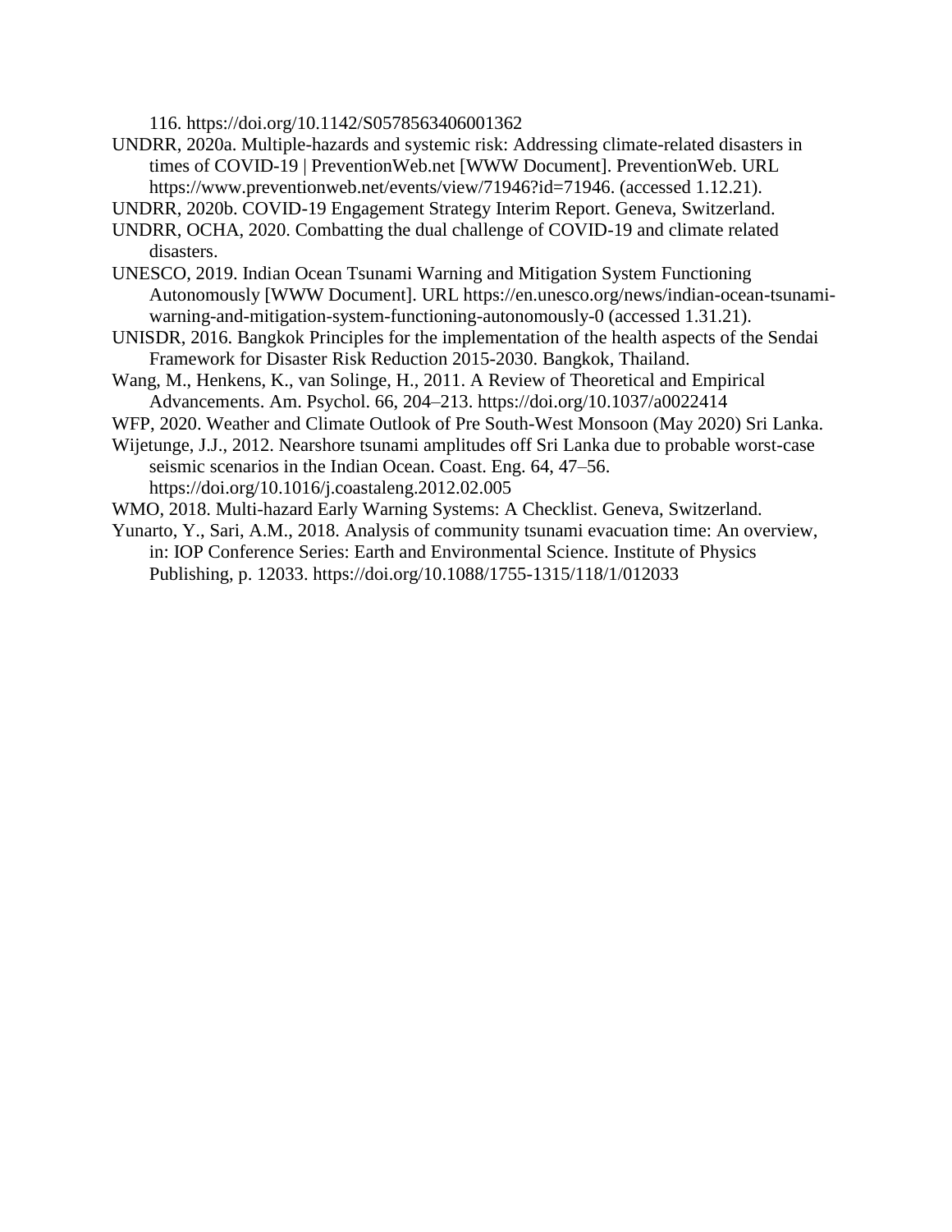116. https://doi.org/10.1142/S0578563406001362

UNDRR, 2020a. Multiple-hazards and systemic risk: Addressing climate-related disasters in times of COVID-19 | PreventionWeb.net [WWW Document]. PreventionWeb. URL https://www.preventionweb.net/events/view/71946?id=71946. (accessed 1.12.21).

UNDRR, 2020b. COVID-19 Engagement Strategy Interim Report. Geneva, Switzerland.

UNDRR, OCHA, 2020. Combatting the dual challenge of COVID-19 and climate related disasters.

UNESCO, 2019. Indian Ocean Tsunami Warning and Mitigation System Functioning Autonomously [WWW Document]. URL https://en.unesco.org/news/indian-ocean-tsunami-warning-and-mitigation-system-functioning-autonomously-0 (accessed 1.31.21).

UNISDR, 2016. Bangkok Principles for the implementation of the health aspects of the Sendai Framework for Disaster Risk Reduction 2015-2030. Bangkok, Thailand.

Wang, M., Henkens, K., van Solinge, H., 2011. A Review of Theoretical and Empirical Advancements. Am. Psychol. 66, 204–213. https://doi.org/10.1037/a0022414

WFP, 2020. Weather and Climate Outlook of Pre South-West Monsoon (May 2020) Sri Lanka.

Wijetunge, J.J., 2012. Nearshore tsunami amplitudes off Sri Lanka due to probable worst-case seismic scenarios in the Indian Ocean. Coast. Eng. 64, 47–56. https://doi.org/10.1016/j.coastaleng.2012.02.005

WMO, 2018. Multi-hazard Early Warning Systems: A Checklist. Geneva, Switzerland.

Yunarto, Y., Sari, A.M., 2018. Analysis of community tsunami evacuation time: An overview, in: IOP Conference Series: Earth and Environmental Science. Institute of Physics Publishing, p. 12033. https://doi.org/10.1088/1755-1315/118/1/012033